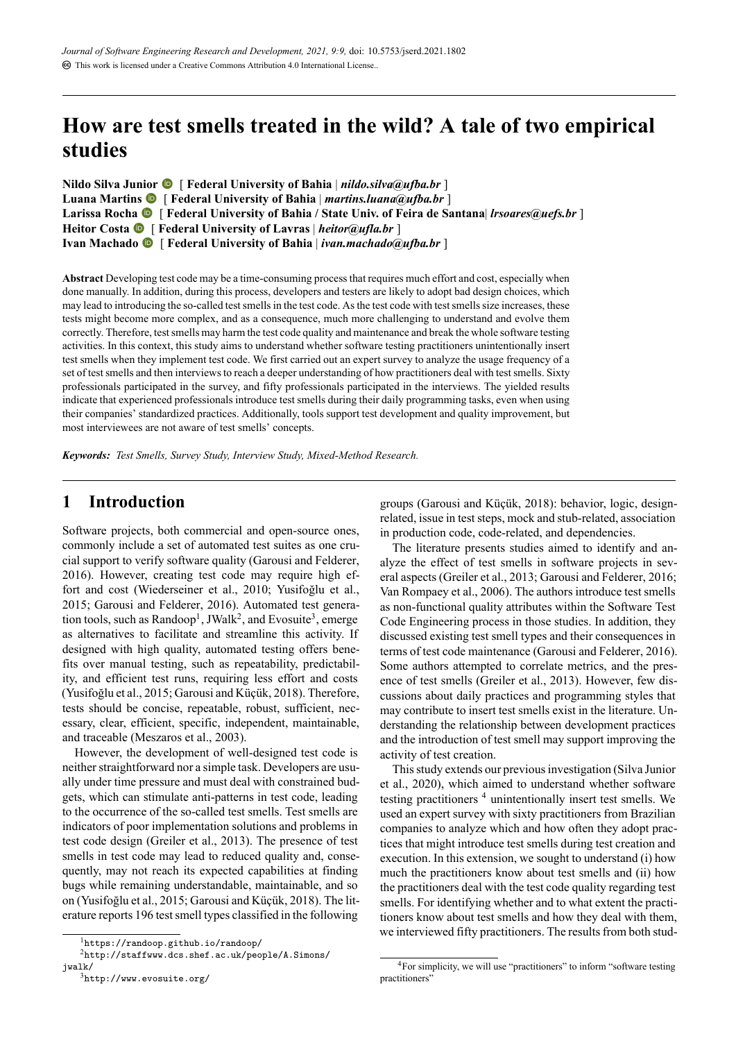# How are test smells treated in the wild? A tale of two empirical studies

**Nildo Silva Junior** [ **Federal University of Bahia** | ***nildo.silva@ufba.br*** ]
**Luana Martins** [ **Federal University of Bahia** | ***martins.luana@ufba.br*** ]
**Larissa Rocha** [ **Federal University of Bahia / State Univ. of Feira de Santana**| ***lrsoares@uefs.br*** ]
**Heitor Costa** [ **Federal University of Lavras** | ***heitor@ufla.br*** ]
**Ivan Machado** [ **Federal University of Bahia** | ***ivan.machado@ufba.br*** ]

**Abstract** Developing test code may be a time-consuming process that requires much effort and cost, especially when done manually. In addition, during this process, developers and testers are likely to adopt bad design choices, which may lead to introducing the so-called test smells in the test code. As the test code with test smells size increases, these tests might become more complex, and as a consequence, much more challenging to understand and evolve them correctly. Therefore, test smells may harm the test code quality and maintenance and break the whole software testing activities. In this context, this study aims to understand whether software testing practitioners unintentionally insert test smells when they implement test code. We first carried out an expert survey to analyze the usage frequency of a set of test smells and then interviews to reach a deeper understanding of how practitioners deal with test smells. Sixty professionals participated in the survey, and fifty professionals participated in the interviews. The yielded results indicate that experienced professionals introduce test smells during their daily programming tasks, even when using their companies' standardized practices. Additionally, tools support test development and quality improvement, but most interviewees are not aware of test smells' concepts.

***Keywords:*** *Test Smells, Survey Study, Interview Study, Mixed-Method Research.*

## 1 Introduction

Software projects, both commercial and open-source ones, commonly include a set of automated test suites as one crucial support to verify software quality (Garousi and Felderer, 2016). However, creating test code may require high effort and cost (Wiederseiner et al., 2010; Yusifoğlu et al., 2015; Garousi and Felderer, 2016). Automated test generation tools, such as Randoop[1], JWalk[2], and Evosuite[3], emerge as alternatives to facilitate and streamline this activity. If designed with high quality, automated testing offers benefits over manual testing, such as repeatability, predictability, and efficient test runs, requiring less effort and costs (Yusifoğlu et al., 2015; Garousi and Küçük, 2018). Therefore, tests should be concise, repeatable, robust, sufficient, necessary, clear, efficient, specific, independent, maintainable, and traceable (Meszaros et al., 2003).

However, the development of well-designed test code is neither straightforward nor a simple task. Developers are usually under time pressure and must deal with constrained budgets, which can stimulate anti-patterns in test code, leading to the occurrence of the so-called test smells. Test smells are indicators of poor implementation solutions and problems in test code design (Greiler et al., 2013). The presence of test smells in test code may lead to reduced quality and, consequently, may not reach its expected capabilities at finding bugs while remaining understandable, maintainable, and so on (Yusifoğlu et al., 2015; Garousi and Küçük, 2018). The literature reports 196 test smell types classified in the following groups (Garousi and Küçük, 2018): behavior, logic, design-related, issue in test steps, mock and stub-related, association in production code, code-related, and dependencies.

The literature presents studies aimed to identify and analyze the effect of test smells in software projects in several aspects (Greiler et al., 2013; Garousi and Felderer, 2016; Van Rompaey et al., 2006). The authors introduce test smells as non-functional quality attributes within the Software Test Code Engineering process in those studies. In addition, they discussed existing test smell types and their consequences in terms of test code maintenance (Garousi and Felderer, 2016). Some authors attempted to correlate metrics, and the presence of test smells (Greiler et al., 2013). However, few discussions about daily practices and programming styles that may contribute to insert test smells exist in the literature. Understanding the relationship between development practices and the introduction of test smell may support improving the activity of test creation.

This study extends our previous investigation (Silva Junior et al., 2020), which aimed to understand whether software testing practitioners [4] unintentionally insert test smells. We used an expert survey with sixty practitioners from Brazilian companies to analyze which and how often they adopt practices that might introduce test smells during test creation and execution. In this extension, we sought to understand (i) how much the practitioners know about test smells and (ii) how the practitioners deal with the test code quality regarding test smells. For identifying whether and to what extent the practitioners know about test smells and how they deal with them, we interviewed fifty practitioners. The results from both stud-

[1] https://randoop.github.io/randoop/
[2] http://staffwww.dcs.shef.ac.uk/people/A.Simons/jwalk/
[3] http://www.evosuite.org/
[4] For simplicity, we will use "practitioners" to inform "software testing practitioners"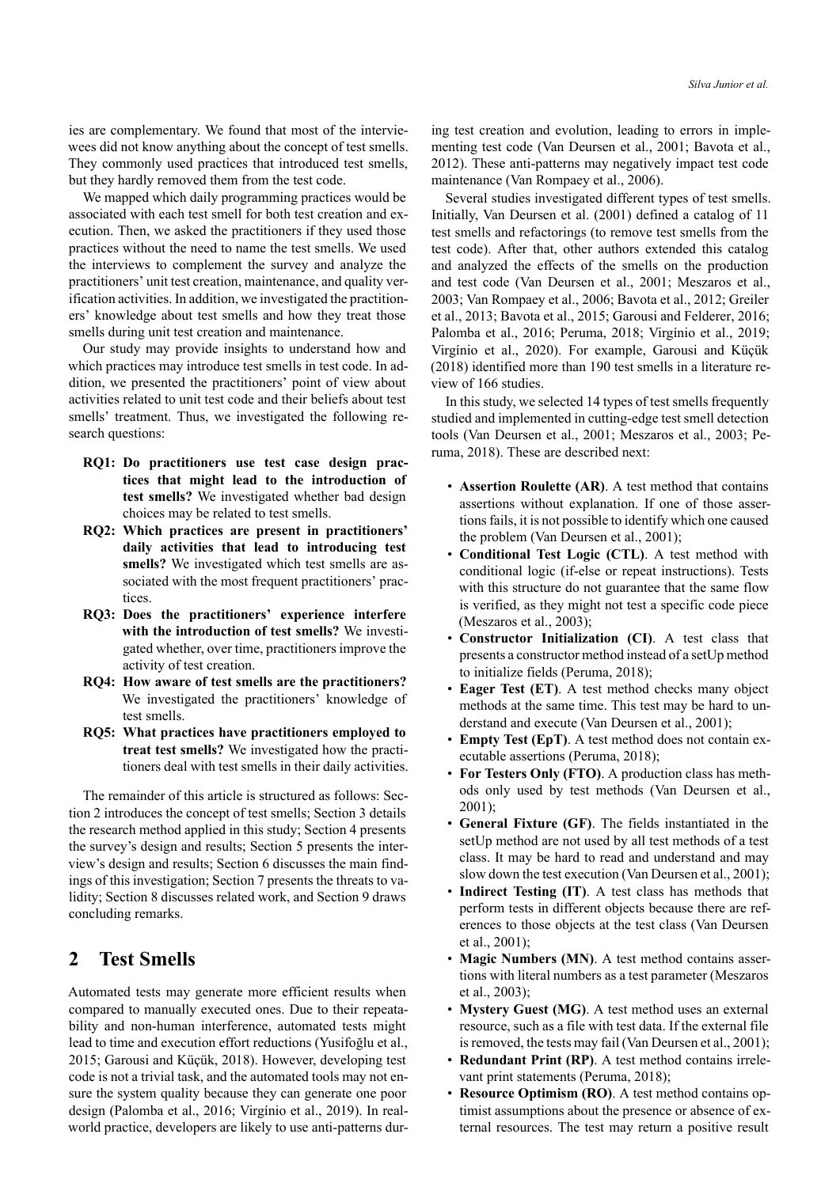ies are complementary. We found that most of the interviewees did not know anything about the concept of test smells. They commonly used practices that introduced test smells, but they hardly removed them from the test code.

We mapped which daily programming practices would be associated with each test smell for both test creation and execution. Then, we asked the practitioners if they used those practices without the need to name the test smells. We used the interviews to complement the survey and analyze the practitioners' unit test creation, maintenance, and quality verification activities. In addition, we investigated the practitioners' knowledge about test smells and how they treat those smells during unit test creation and maintenance.

Our study may provide insights to understand how and which practices may introduce test smells in test code. In addition, we presented the practitioners' point of view about activities related to unit test code and their beliefs about test smells' treatment. Thus, we investigated the following research questions:

- **RQ1: Do practitioners use test case design practices that might lead to the introduction of test smells?** We investigated whether bad design choices may be related to test smells.
- **RQ2: Which practices are present in practitioners' daily activities that lead to introducing test smells?** We investigated which test smells are associated with the most frequent practitioners' practices.
- **RQ3: Does the practitioners' experience interfere with the introduction of test smells?** We investigated whether, over time, practitioners improve the activity of test creation.
- **RQ4: How aware of test smells are the practitioners?** We investigated the practitioners' knowledge of test smells.
- **RQ5: What practices have practitioners employed to treat test smells?** We investigated how the practitioners deal with test smells in their daily activities.

The remainder of this article is structured as follows: Section 2 introduces the concept of test smells; Section 3 details the research method applied in this study; Section 4 presents the survey's design and results; Section 5 presents the interview's design and results; Section 6 discusses the main findings of this investigation; Section 7 presents the threats to validity; Section 8 discusses related work, and Section 9 draws concluding remarks.

## 2 Test Smells

Automated tests may generate more efficient results when compared to manually executed ones. Due to their repeatability and non-human interference, automated tests might lead to time and execution effort reductions (Yusifoğlu et al., 2015; Garousi and Küçük, 2018). However, developing test code is not a trivial task, and the automated tools may not ensure the system quality because they can generate one poor design (Palomba et al., 2016; Virgínio et al., 2019). In real-world practice, developers are likely to use anti-patterns during test creation and evolution, leading to errors in implementing test code (Van Deursen et al., 2001; Bavota et al., 2012). These anti-patterns may negatively impact test code maintenance (Van Rompaey et al., 2006).

Several studies investigated different types of test smells. Initially, Van Deursen et al. (2001) defined a catalog of 11 test smells and refactorings (to remove test smells from the test code). After that, other authors extended this catalog and analyzed the effects of the smells on the production and test code (Van Deursen et al., 2001; Meszaros et al., 2003; Van Rompaey et al., 2006; Bavota et al., 2012; Greiler et al., 2013; Bavota et al., 2015; Garousi and Felderer, 2016; Palomba et al., 2016; Peruma, 2018; Virgínio et al., 2019; Virgínio et al., 2020). For example, Garousi and Küçük (2018) identified more than 190 test smells in a literature review of 166 studies.

In this study, we selected 14 types of test smells frequently studied and implemented in cutting-edge test smell detection tools (Van Deursen et al., 2001; Meszaros et al., 2003; Peruma, 2018). These are described next:

- **Assertion Roulette (AR)**. A test method that contains assertions without explanation. If one of those assertions fails, it is not possible to identify which one caused the problem (Van Deursen et al., 2001);
- **Conditional Test Logic (CTL)**. A test method with conditional logic (if-else or repeat instructions). Tests with this structure do not guarantee that the same flow is verified, as they might not test a specific code piece (Meszaros et al., 2003);
- **Constructor Initialization (CI)**. A test class that presents a constructor method instead of a setUp method to initialize fields (Peruma, 2018);
- **Eager Test (ET)**. A test method checks many object methods at the same time. This test may be hard to understand and execute (Van Deursen et al., 2001);
- **Empty Test (EpT)**. A test method does not contain executable assertions (Peruma, 2018);
- **For Testers Only (FTO)**. A production class has methods only used by test methods (Van Deursen et al., 2001);
- **General Fixture (GF)**. The fields instantiated in the setUp method are not used by all test methods of a test class. It may be hard to read and understand and may slow down the test execution (Van Deursen et al., 2001);
- **Indirect Testing (IT)**. A test class has methods that perform tests in different objects because there are references to those objects at the test class (Van Deursen et al., 2001);
- **Magic Numbers (MN)**. A test method contains assertions with literal numbers as a test parameter (Meszaros et al., 2003);
- **Mystery Guest (MG)**. A test method uses an external resource, such as a file with test data. If the external file is removed, the tests may fail (Van Deursen et al., 2001);
- **Redundant Print (RP)**. A test method contains irrelevant print statements (Peruma, 2018);
- **Resource Optimism (RO)**. A test method contains optimist assumptions about the presence or absence of external resources. The test may return a positive result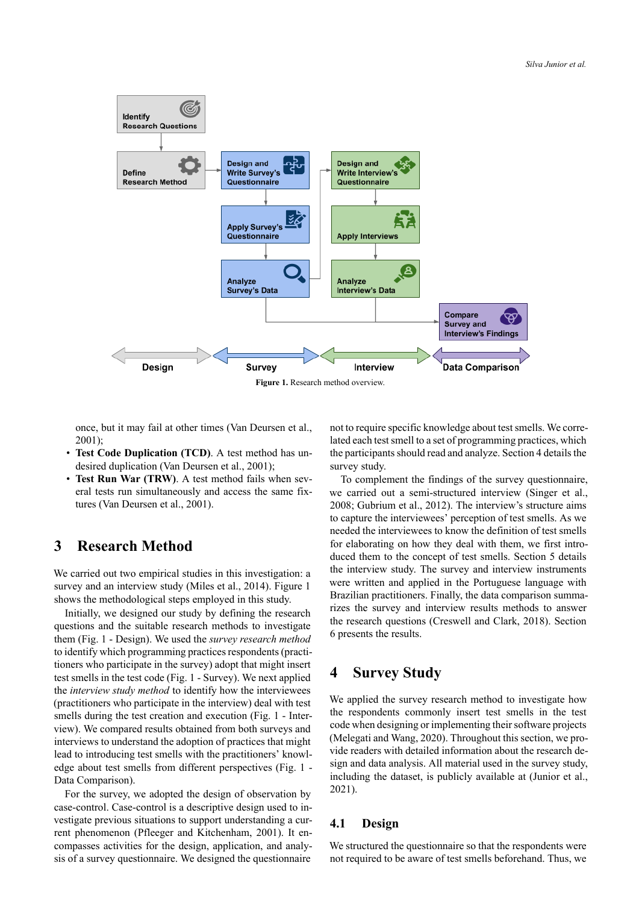Figure 1. Research method overview.

once, but it may fail at other times (Van Deursen et al., 2001);

- **Test Code Duplication (TCD)**. A test method has undesired duplication (Van Deursen et al., 2001);
- **Test Run War (TRW)**. A test method fails when several tests run simultaneously and access the same fixtures (Van Deursen et al., 2001).

## 3 Research Method

We carried out two empirical studies in this investigation: a survey and an interview study (Miles et al., 2014). Figure 1 shows the methodological steps employed in this study.

Initially, we designed our study by defining the research questions and the suitable research methods to investigate them (Fig. 1 - Design). We used the *survey research method* to identify which programming practices respondents (practitioners who participate in the survey) adopt that might insert test smells in the test code (Fig. 1 - Survey). We next applied the *interview study method* to identify how the interviewees (practitioners who participate in the interview) deal with test smells during the test creation and execution (Fig. 1 - Interview). We compared results obtained from both surveys and interviews to understand the adoption of practices that might lead to introducing test smells with the practitioners' knowledge about test smells from different perspectives (Fig. 1 - Data Comparison).

For the survey, we adopted the design of observation by case-control. Case-control is a descriptive design used to investigate previous situations to support understanding a current phenomenon (Pfleeger and Kitchenham, 2001). It encompasses activities for the design, application, and analysis of a survey questionnaire. We designed the questionnaire not to require specific knowledge about test smells. We correlated each test smell to a set of programming practices, which the participants should read and analyze. Section 4 details the survey study.

To complement the findings of the survey questionnaire, we carried out a semi-structured interview (Singer et al., 2008; Gubrium et al., 2012). The interview's structure aims to capture the interviewees' perception of test smells. As we needed the interviewees to know the definition of test smells for elaborating on how they deal with them, we first introduced them to the concept of test smells. Section 5 details the interview study. The survey and interview instruments were written and applied in the Portuguese language with Brazilian practitioners. Finally, the data comparison summarizes the survey and interview results methods to answer the research questions (Creswell and Clark, 2018). Section 6 presents the results.

## 4 Survey Study

We applied the survey research method to investigate how the respondents commonly insert test smells in the test code when designing or implementing their software projects (Melegati and Wang, 2020). Throughout this section, we provide readers with detailed information about the research design and data analysis. All material used in the survey study, including the dataset, is publicly available at (Junior et al., 2021).

### 4.1 Design

We structured the questionnaire so that the respondents were not required to be aware of test smells beforehand. Thus, we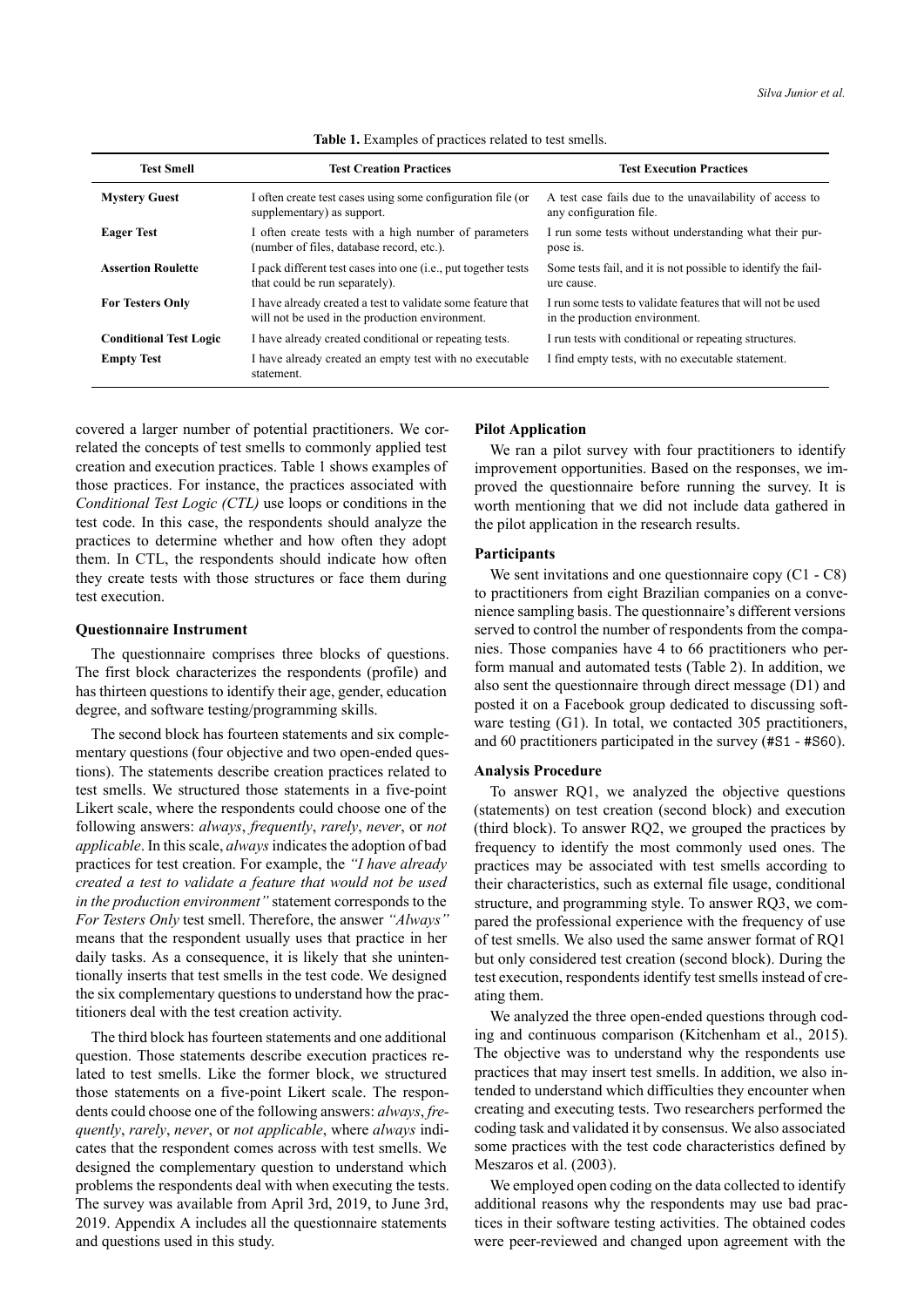**Table 1.** Examples of practices related to test smells.

| Test Smell | Test Creation Practices | Test Execution Practices |
|---|---|---|
| **Mystery Guest** | I often create test cases using some configuration file (or supplementary) as support. | A test case fails due to the unavailability of access to any configuration file. |
| **Eager Test** | I often create tests with a high number of parameters (number of files, database record, etc.). | I run some tests without understanding what their purpose is. |
| **Assertion Roulette** | I pack different test cases into one (i.e., put together tests that could be run separately). | Some tests fail, and it is not possible to identify the failure cause. |
| **For Testers Only** | I have already created a test to validate some feature that will not be used in the production environment. | I run some tests to validate features that will not be used in the production environment. |
| **Conditional Test Logic** | I have already created conditional or repeating tests. | I run tests with conditional or repeating structures. |
| **Empty Test** | I have already created an empty test with no executable statement. | I find empty tests, with no executable statement. |

covered a larger number of potential practitioners. We correlated the concepts of test smells to commonly applied test creation and execution practices. Table 1 shows examples of those practices. For instance, the practices associated with *Conditional Test Logic (CTL)* use loops or conditions in the test code. In this case, the respondents should analyze the practices to determine whether and how often they adopt them. In CTL, the respondents should indicate how often they create tests with those structures or face them during test execution.

### Questionnaire Instrument

The questionnaire comprises three blocks of questions. The first block characterizes the respondents (profile) and has thirteen questions to identify their age, gender, education degree, and software testing/programming skills.

The second block has fourteen statements and six complementary questions (four objective and two open-ended questions). The statements describe creation practices related to test smells. We structured those statements in a five-point Likert scale, where the respondents could choose one of the following answers: *always*, *frequently*, *rarely*, *never*, or *not applicable*. In this scale, *always* indicates the adoption of bad practices for test creation. For example, the *"I have already created a test to validate a feature that would not be used in the production environment"* statement corresponds to the *For Testers Only* test smell. Therefore, the answer *"Always"* means that the respondent usually uses that practice in her daily tasks. As a consequence, it is likely that she unintentionally inserts that test smells in the test code. We designed the six complementary questions to understand how the practitioners deal with the test creation activity.

The third block has fourteen statements and one additional question. Those statements describe execution practices related to test smells. Like the former block, we structured those statements on a five-point Likert scale. The respondents could choose one of the following answers: *always*, *frequently*, *rarely*, *never*, or *not applicable*, where *always* indicates that the respondent comes across with test smells. We designed the complementary question to understand which problems the respondents deal with when executing the tests. The survey was available from April 3rd, 2019, to June 3rd, 2019. Appendix A includes all the questionnaire statements and questions used in this study.

### Pilot Application

We ran a pilot survey with four practitioners to identify improvement opportunities. Based on the responses, we improved the questionnaire before running the survey. It is worth mentioning that we did not include data gathered in the pilot application in the research results.

### Participants

We sent invitations and one questionnaire copy (C1 - C8) to practitioners from eight Brazilian companies on a convenience sampling basis. The questionnaire's different versions served to control the number of respondents from the companies. Those companies have 4 to 66 practitioners who perform manual and automated tests (Table 2). In addition, we also sent the questionnaire through direct message (D1) and posted it on a Facebook group dedicated to discussing software testing (G1). In total, we contacted 305 practitioners, and 60 practitioners participated in the survey (#S1 - #S60).

### Analysis Procedure

To answer RQ1, we analyzed the objective questions (statements) on test creation (second block) and execution (third block). To answer RQ2, we grouped the practices by frequency to identify the most commonly used ones. The practices may be associated with test smells according to their characteristics, such as external file usage, conditional structure, and programming style. To answer RQ3, we compared the professional experience with the frequency of use of test smells. We also used the same answer format of RQ1 but only considered test creation (second block). During the test execution, respondents identify test smells instead of creating them.

We analyzed the three open-ended questions through coding and continuous comparison (Kitchenham et al., 2015). The objective was to understand why the respondents use practices that may insert test smells. In addition, we also intended to understand which difficulties they encounter when creating and executing tests. Two researchers performed the coding task and validated it by consensus. We also associated some practices with the test code characteristics defined by Meszaros et al. (2003).

We employed open coding on the data collected to identify additional reasons why the respondents may use bad practices in their software testing activities. The obtained codes were peer-reviewed and changed upon agreement with the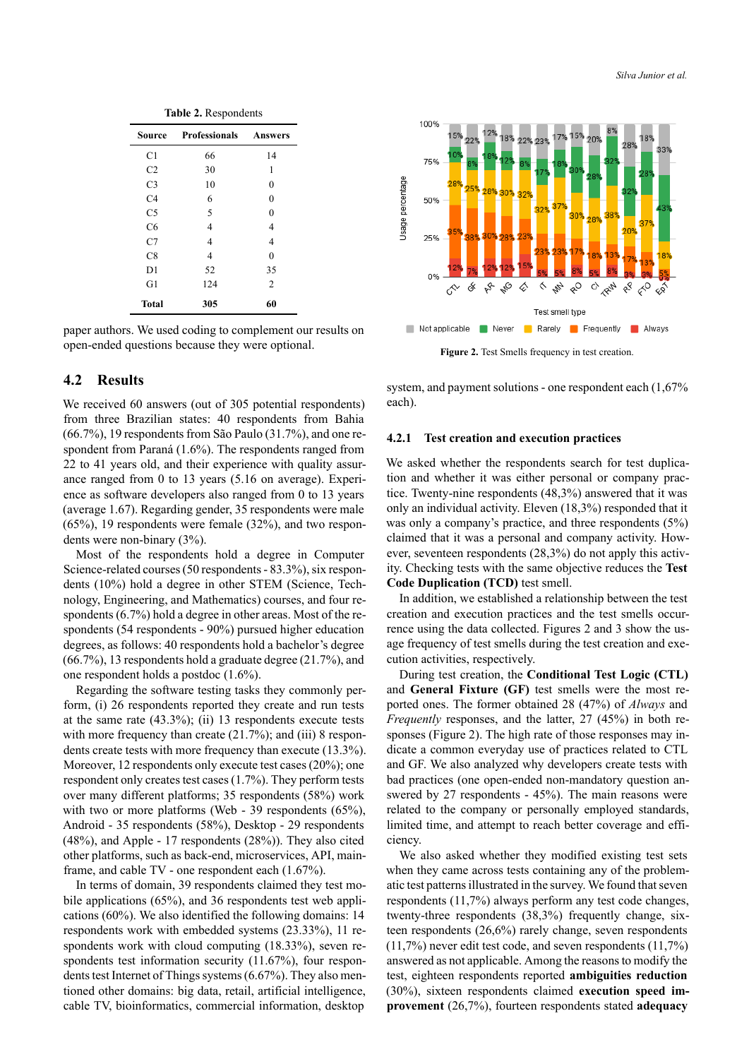**Table 2.** Respondents

| Source | Professionals | Answers |
|---|---|---|
| C1 | 66 | 14 |
| C2 | 30 | 1 |
| C3 | 10 | 0 |
| C4 | 6 | 0 |
| C5 | 5 | 0 |
| C6 | 4 | 4 |
| C7 | 4 | 4 |
| C8 | 4 | 0 |
| D1 | 52 | 35 |
| G1 | 124 | 2 |
| **Total** | **305** | **60** |

paper authors. We used coding to complement our results on open-ended questions because they were optional.

## 4.2 Results

We received 60 answers (out of 305 potential respondents) from three Brazilian states: 40 respondents from Bahia (66.7%), 19 respondents from São Paulo (31.7%), and one respondent from Paraná (1.6%). The respondents ranged from 22 to 41 years old, and their experience with quality assurance ranged from 0 to 13 years (5.16 on average). Experience as software developers also ranged from 0 to 13 years (average 1.67). Regarding gender, 35 respondents were male (65%), 19 respondents were female (32%), and two respondents were non-binary (3%).

Most of the respondents hold a degree in Computer Science-related courses (50 respondents - 83.3%), six respondents (10%) hold a degree in other STEM (Science, Technology, Engineering, and Mathematics) courses, and four respondents (6.7%) hold a degree in other areas. Most of the respondents (54 respondents - 90%) pursued higher education degrees, as follows: 40 respondents hold a bachelor's degree (66.7%), 13 respondents hold a graduate degree (21.7%), and one respondent holds a postdoc (1.6%).

Regarding the software testing tasks they commonly perform, (i) 26 respondents reported they create and run tests at the same rate (43.3%); (ii) 13 respondents execute tests with more frequency than create (21.7%); and (iii) 8 respondents create tests with more frequency than execute (13.3%). Moreover, 12 respondents only execute test cases (20%); one respondent only creates test cases (1.7%). They perform tests over many different platforms; 35 respondents (58%) work with two or more platforms (Web - 39 respondents (65%), Android - 35 respondents (58%), Desktop - 29 respondents (48%), and Apple - 17 respondents (28%)). They also cited other platforms, such as back-end, microservices, API, mainframe, and cable TV - one respondent each (1.67%).

In terms of domain, 39 respondents claimed they test mobile applications (65%), and 36 respondents test web applications (60%). We also identified the following domains: 14 respondents work with embedded systems (23.33%), 11 respondents work with cloud computing (18.33%), seven respondents test information security (11.67%), four respondents test Internet of Things systems (6.67%). They also mentioned other domains: big data, retail, artificial intelligence, cable TV, bioinformatics, commercial information, desktop system, and payment solutions - one respondent each (1,67% each).

**Figure 2.** Test Smells frequency in test creation.

### 4.2.1 Test creation and execution practices

We asked whether the respondents search for test duplication and whether it was either personal or company practice. Twenty-nine respondents (48,3%) answered that it was only an individual activity. Eleven (18,3%) responded that it was only a company's practice, and three respondents (5%) claimed that it was a personal and company activity. However, seventeen respondents (28,3%) do not apply this activity. Checking tests with the same objective reduces the **Test Code Duplication (TCD)** test smell.

In addition, we established a relationship between the test creation and execution practices and the test smells occurrence using the data collected. Figures 2 and 3 show the usage frequency of test smells during the test creation and execution activities, respectively.

During test creation, the **Conditional Test Logic (CTL)** and **General Fixture (GF)** test smells were the most reported ones. The former obtained 28 (47%) of *Always* and *Frequently* responses, and the latter, 27 (45%) in both responses (Figure 2). The high rate of those responses may indicate a common everyday use of practices related to CTL and GF. We also analyzed why developers create tests with bad practices (one open-ended non-mandatory question answered by 27 respondents - 45%). The main reasons were related to the company or personally employed standards, limited time, and attempt to reach better coverage and efficiency.

We also asked whether they modified existing test sets when they came across tests containing any of the problematic test patterns illustrated in the survey. We found that seven respondents (11,7%) always perform any test code changes, twenty-three respondents (38,3%) frequently change, sixteen respondents (26,6%) rarely change, seven respondents (11,7%) never edit test code, and seven respondents (11,7%) answered as not applicable. Among the reasons to modify the test, eighteen respondents reported **ambiguities reduction** (30%), sixteen respondents claimed **execution speed improvement** (26,7%), fourteen respondents stated **adequacy**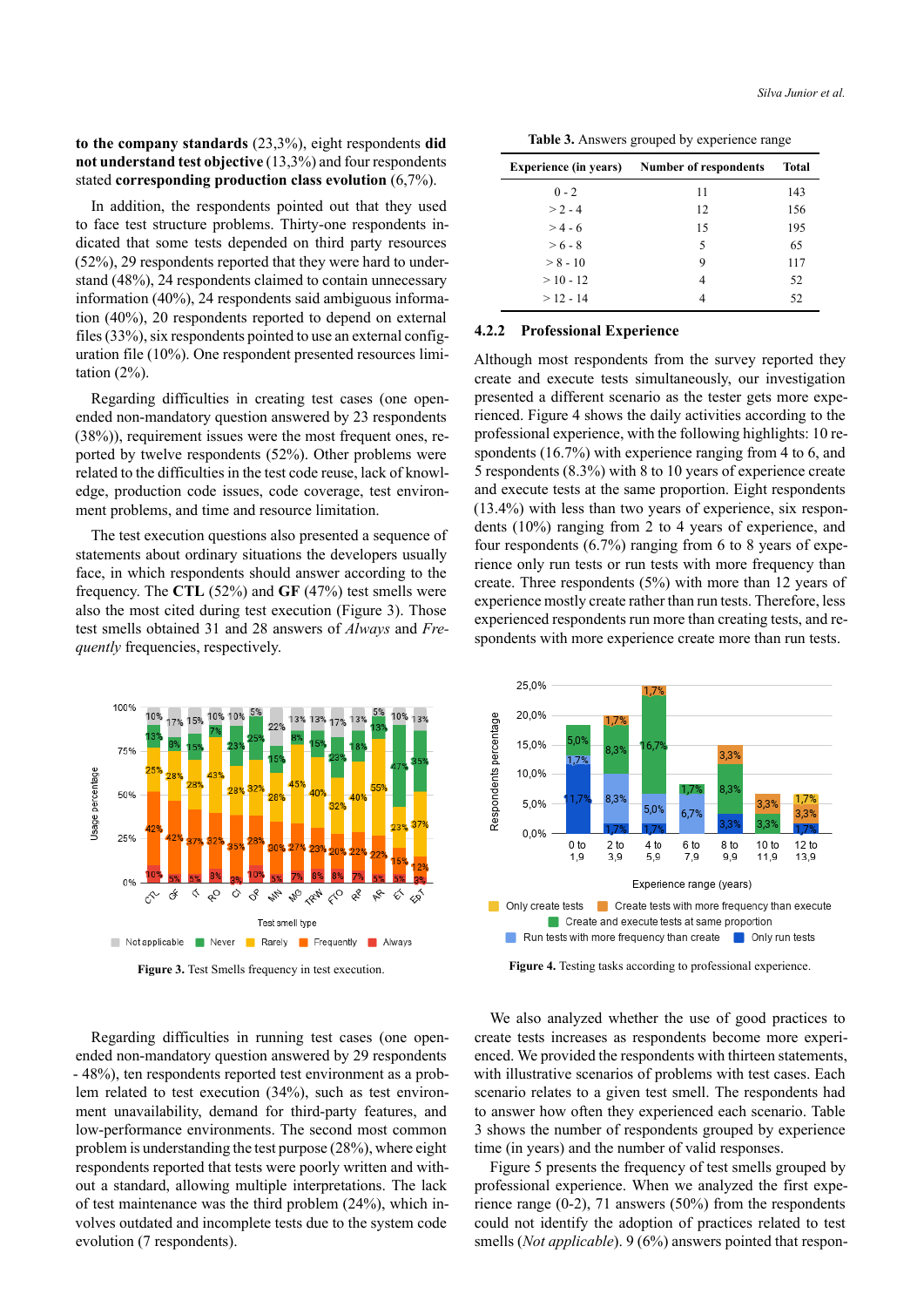**to the company standards** (23,3%), eight respondents **did not understand test objective** (13,3%) and four respondents stated **corresponding production class evolution** (6,7%).

In addition, the respondents pointed out that they used to face test structure problems. Thirty-one respondents indicated that some tests depended on third party resources (52%), 29 respondents reported that they were hard to understand (48%), 24 respondents claimed to contain unnecessary information (40%), 24 respondents said ambiguous information (40%), 20 respondents reported to depend on external files (33%), six respondents pointed to use an external configuration file (10%). One respondent presented resources limitation (2%).

Regarding difficulties in creating test cases (one open-ended non-mandatory question answered by 23 respondents (38%)), requirement issues were the most frequent ones, reported by twelve respondents (52%). Other problems were related to the difficulties in the test code reuse, lack of knowledge, production code issues, code coverage, test environment problems, and time and resource limitation.

The test execution questions also presented a sequence of statements about ordinary situations the developers usually face, in which respondents should answer according to the frequency. The **CTL** (52%) and **GF** (47%) test smells were also the most cited during test execution (Figure 3). Those test smells obtained 31 and 28 answers of *Always* and *Frequently* frequencies, respectively.

Figure 3. Test Smells frequency in test execution.

Regarding difficulties in running test cases (one open-ended non-mandatory question answered by 29 respondents - 48%), ten respondents reported test environment as a problem related to test execution (34%), such as test environment unavailability, demand for third-party features, and low-performance environments. The second most common problem is understanding the test purpose (28%), where eight respondents reported that tests were poorly written and without a standard, allowing multiple interpretations. The lack of test maintenance was the third problem (24%), which involves outdated and incomplete tests due to the system code evolution (7 respondents).

**Table 3.** Answers grouped by experience range

| Experience (in years) | Number of respondents | Total |
|---|---|---|
| 0 - 2 | 11 | 143 |
| > 2 - 4 | 12 | 156 |
| > 4 - 6 | 15 | 195 |
| > 6 - 8 | 5 | 65 |
| > 8 - 10 | 9 | 117 |
| > 10 - 12 | 4 | 52 |
| > 12 - 14 | 4 | 52 |

### 4.2.2 Professional Experience

Although most respondents from the survey reported they create and execute tests simultaneously, our investigation presented a different scenario as the tester gets more experienced. Figure 4 shows the daily activities according to the professional experience, with the following highlights: 10 respondents (16.7%) with experience ranging from 4 to 6, and 5 respondents (8.3%) with 8 to 10 years of experience create and execute tests at the same proportion. Eight respondents (13.4%) with less than two years of experience, six respondents (10%) ranging from 2 to 4 years of experience, and four respondents (6.7%) ranging from 6 to 8 years of experience only run tests or run tests with more frequency than create. Three respondents (5%) with more than 12 years of experience mostly create rather than run tests. Therefore, less experienced respondents run more than creating tests, and respondents with more experience create more than run tests.

Figure 4. Testing tasks according to professional experience.

We also analyzed whether the use of good practices to create tests increases as respondents become more experienced. We provided the respondents with thirteen statements, with illustrative scenarios of problems with test cases. Each scenario relates to a given test smell. The respondents had to answer how often they experienced each scenario. Table 3 shows the number of respondents grouped by experience time (in years) and the number of valid responses.

Figure 5 presents the frequency of test smells grouped by professional experience. When we analyzed the first experience range (0-2), 71 answers (50%) from the respondents could not identify the adoption of practices related to test smells (*Not applicable*). 9 (6%) answers pointed that respon-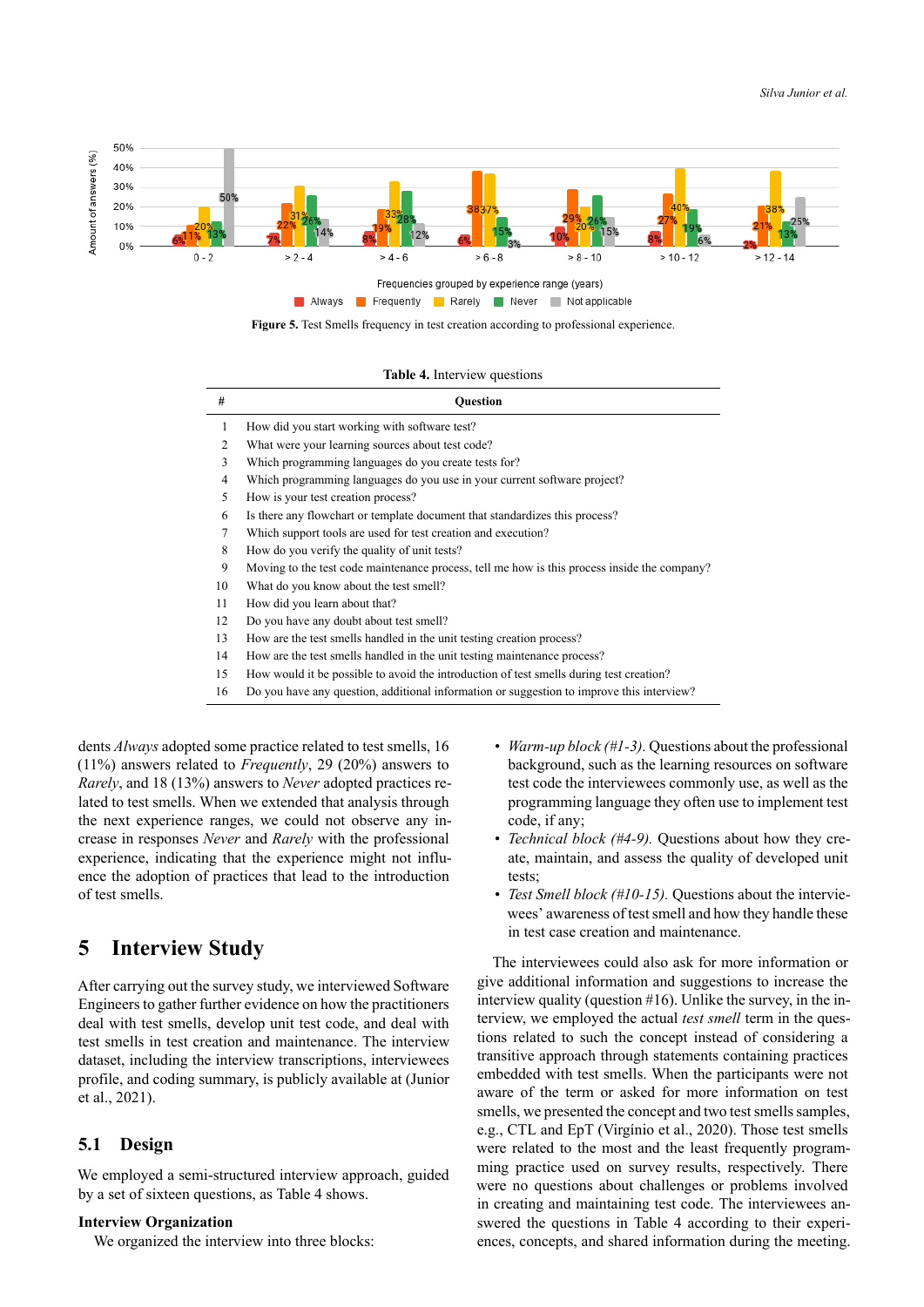Figure 5. Test Smells frequency in test creation according to professional experience.

Table 4. Interview questions

| # | Question |
|---|---|
| 1 | How did you start working with software test? |
| 2 | What were your learning sources about test code? |
| 3 | Which programming languages do you create tests for? |
| 4 | Which programming languages do you use in your current software project? |
| 5 | How is your test creation process? |
| 6 | Is there any flowchart or template document that standardizes this process? |
| 7 | Which support tools are used for test creation and execution? |
| 8 | How do you verify the quality of unit tests? |
| 9 | Moving to the test code maintenance process, tell me how is this process inside the company? |
| 10 | What do you know about the test smell? |
| 11 | How did you learn about that? |
| 12 | Do you have any doubt about test smell? |
| 13 | How are the test smells handled in the unit testing creation process? |
| 14 | How are the test smells handled in the unit testing maintenance process? |
| 15 | How would it be possible to avoid the introduction of test smells during test creation? |
| 16 | Do you have any question, additional information or suggestion to improve this interview? |

dents *Always* adopted some practice related to test smells, 16 (11%) answers related to *Frequently*, 29 (20%) answers to *Rarely*, and 18 (13%) answers to *Never* adopted practices related to test smells. When we extended that analysis through the next experience ranges, we could not observe any increase in responses *Never* and *Rarely* with the professional experience, indicating that the experience might not influence the adoption of practices that lead to the introduction of test smells.

## 5 Interview Study

After carrying out the survey study, we interviewed Software Engineers to gather further evidence on how the practitioners deal with test smells, develop unit test code, and deal with test smells in test creation and maintenance. The interview dataset, including the interview transcriptions, interviewees profile, and coding summary, is publicly available at (Junior et al., 2021).

### 5.1 Design

We employed a semi-structured interview approach, guided by a set of sixteen questions, as Table 4 shows.

**Interview Organization**

We organized the interview into three blocks:

- *Warm-up block (#1-3).* Questions about the professional background, such as the learning resources on software test code the interviewees commonly use, as well as the programming language they often use to implement test code, if any;
- *Technical block (#4-9).* Questions about how they create, maintain, and assess the quality of developed unit tests;
- *Test Smell block (#10-15).* Questions about the interviewees' awareness of test smell and how they handle these in test case creation and maintenance.

The interviewees could also ask for more information or give additional information and suggestions to increase the interview quality (question #16). Unlike the survey, in the interview, we employed the actual *test smell* term in the questions related to such the concept instead of considering a transitive approach through statements containing practices embedded with test smells. When the participants were not aware of the term or asked for more information on test smells, we presented the concept and two test smells samples, e.g., CTL and EpT (Virgínio et al., 2020). Those test smells were related to the most and the least frequently programming practice used on survey results, respectively. There were no questions about challenges or problems involved in creating and maintaining test code. The interviewees answered the questions in Table 4 according to their experiences, concepts, and shared information during the meeting.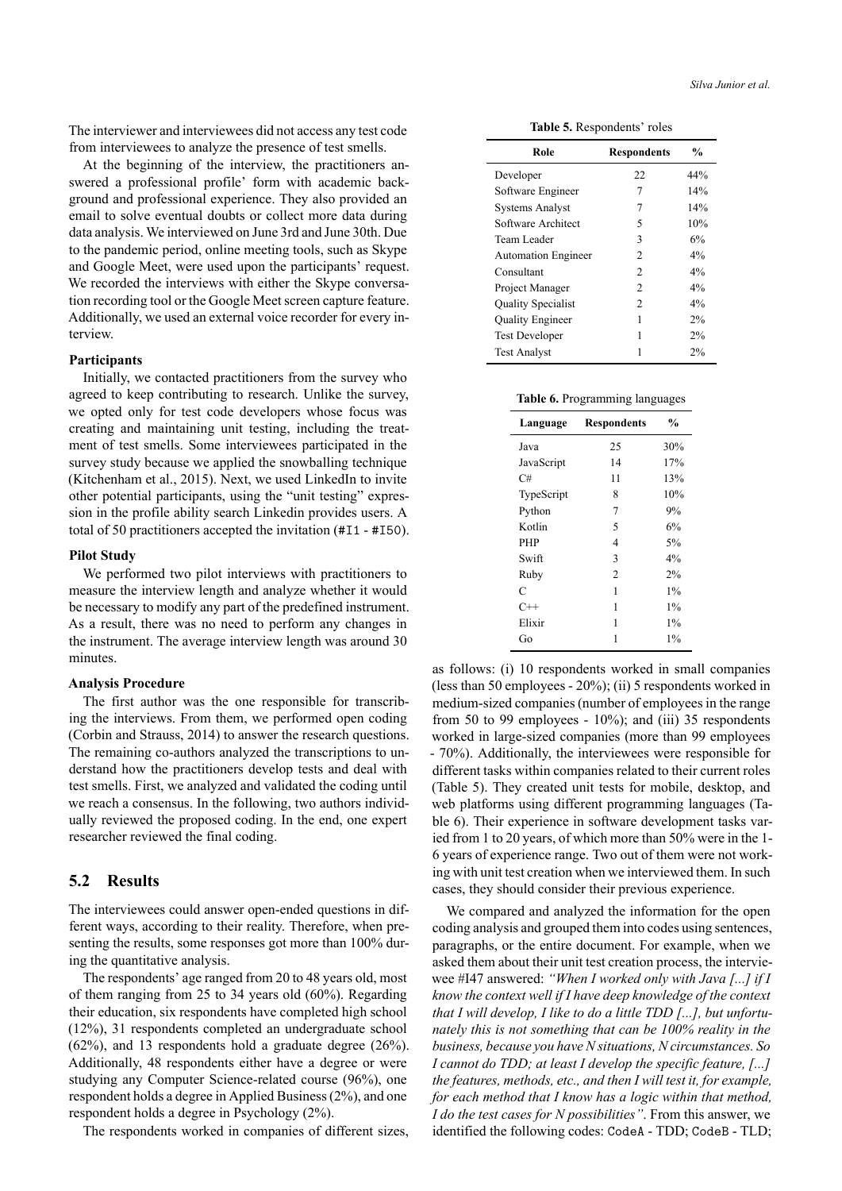The interviewer and interviewees did not access any test code from interviewees to analyze the presence of test smells.

At the beginning of the interview, the practitioners answered a professional profile' form with academic background and professional experience. They also provided an email to solve eventual doubts or collect more data during data analysis. We interviewed on June 3rd and June 30th. Due to the pandemic period, online meeting tools, such as Skype and Google Meet, were used upon the participants' request. We recorded the interviews with either the Skype conversation recording tool or the Google Meet screen capture feature. Additionally, we used an external voice recorder for every interview.

**Participants**

Initially, we contacted practitioners from the survey who agreed to keep contributing to research. Unlike the survey, we opted only for test code developers whose focus was creating and maintaining unit testing, including the treatment of test smells. Some interviewees participated in the survey study because we applied the snowballing technique (Kitchenham et al., 2015). Next, we used LinkedIn to invite other potential participants, using the "unit testing" expression in the profile ability search Linkedin provides users. A total of 50 practitioners accepted the invitation (`#I1` - `#I50`).

**Pilot Study**

We performed two pilot interviews with practitioners to measure the interview length and analyze whether it would be necessary to modify any part of the predefined instrument. As a result, there was no need to perform any changes in the instrument. The average interview length was around 30 minutes.

**Analysis Procedure**

The first author was the one responsible for transcribing the interviews. From them, we performed open coding (Corbin and Strauss, 2014) to answer the research questions. The remaining co-authors analyzed the transcriptions to understand how the practitioners develop tests and deal with test smells. First, we analyzed and validated the coding until we reach a consensus. In the following, two authors individually reviewed the proposed coding. In the end, one expert researcher reviewed the final coding.

## 5.2 Results

The interviewees could answer open-ended questions in different ways, according to their reality. Therefore, when presenting the results, some responses got more than 100% during the quantitative analysis.

The respondents' age ranged from 20 to 48 years old, most of them ranging from 25 to 34 years old (60%). Regarding their education, six respondents have completed high school (12%), 31 respondents completed an undergraduate school (62%), and 13 respondents hold a graduate degree (26%). Additionally, 48 respondents either have a degree or were studying any Computer Science-related course (96%), one respondent holds a degree in Applied Business (2%), and one respondent holds a degree in Psychology (2%).

The respondents worked in companies of different sizes, as follows: (i) 10 respondents worked in small companies (less than 50 employees - 20%); (ii) 5 respondents worked in medium-sized companies (number of employees in the range from 50 to 99 employees - 10%); and (iii) 35 respondents worked in large-sized companies (more than 99 employees - 70%). Additionally, the interviewees were responsible for different tasks within companies related to their current roles (Table 5). They created unit tests for mobile, desktop, and web platforms using different programming languages (Table 6). Their experience in software development tasks varied from 1 to 20 years, of which more than 50% were in the 1-6 years of experience range. Two out of them were not working with unit test creation when we interviewed them. In such cases, they should consider their previous experience.

**Table 5.** Respondents' roles

| Role | Respondents | % |
|---|---|---|
| Developer | 22 | 44% |
| Software Engineer | 7 | 14% |
| Systems Analyst | 7 | 14% |
| Software Architect | 5 | 10% |
| Team Leader | 3 | 6% |
| Automation Engineer | 2 | 4% |
| Consultant | 2 | 4% |
| Project Manager | 2 | 4% |
| Quality Specialist | 2 | 4% |
| Quality Engineer | 1 | 2% |
| Test Developer | 1 | 2% |
| Test Analyst | 1 | 2% |

**Table 6.** Programming languages

| Language | Respondents | % |
|---|---|---|
| Java | 25 | 30% |
| JavaScript | 14 | 17% |
| C# | 11 | 13% |
| TypeScript | 8 | 10% |
| Python | 7 | 9% |
| Kotlin | 5 | 6% |
| PHP | 4 | 5% |
| Swift | 3 | 4% |
| Ruby | 2 | 2% |
| C | 1 | 1% |
| C++ | 1 | 1% |
| Elixir | 1 | 1% |
| Go | 1 | 1% |

We compared and analyzed the information for the open coding analysis and grouped them into codes using sentences, paragraphs, or the entire document. For example, when we asked them about their unit test creation process, the interviewee #I47 answered: *"When I worked only with Java [...] if I know the context well if I have deep knowledge of the context that I will develop, I like to do a little TDD [...], but unfortunately this is not something that can be 100% reality in the business, because you have N situations, N circumstances. So I cannot do TDD; at least I develop the specific feature, [...] the features, methods, etc., and then I will test it, for example, for each method that I know has a logic within that method, I do the test cases for N possibilities"*. From this answer, we identified the following codes: `CodeA` - TDD; `CodeB` - TLD;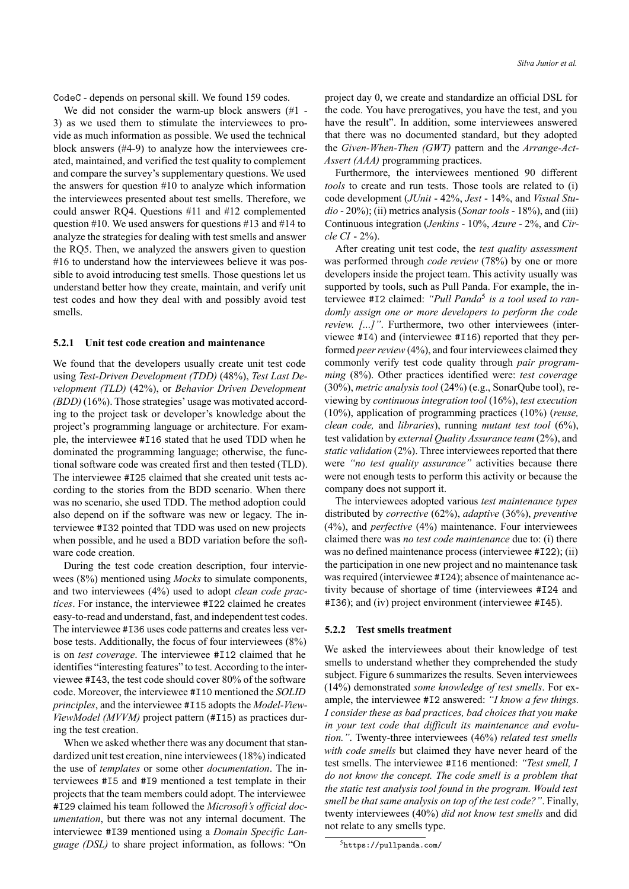CodeC - depends on personal skill. We found 159 codes.

We did not consider the warm-up block answers (#1 - 3) as we used them to stimulate the interviewees to provide as much information as possible. We used the technical block answers (#4-9) to analyze how the interviewees created, maintained, and verified the test quality to complement and compare the survey's supplementary questions. We used the answers for question #10 to analyze which information the interviewees presented about test smells. Therefore, we could answer RQ4. Questions #11 and #12 complemented question #10. We used answers for questions #13 and #14 to analyze the strategies for dealing with test smells and answer the RQ5. Then, we analyzed the answers given to question #16 to understand how the interviewees believe it was possible to avoid introducing test smells. Those questions let us understand better how they create, maintain, and verify unit test codes and how they deal with and possibly avoid test smells.

### 5.2.1 Unit test code creation and maintenance

We found that the developers usually create unit test code using *Test-Driven Development (TDD)* (48%), *Test Last Development (TLD)* (42%), or *Behavior Driven Development (BDD)* (16%). Those strategies' usage was motivated according to the project task or developer's knowledge about the project's programming language or architecture. For example, the interviewee #I16 stated that he used TDD when he dominated the programming language; otherwise, the functional software code was created first and then tested (TLD). The interviewee #I25 claimed that she created unit tests according to the stories from the BDD scenario. When there was no scenario, she used TDD. The method adoption could also depend on if the software was new or legacy. The interviewee #I32 pointed that TDD was used on new projects when possible, and he used a BDD variation before the software code creation.

During the test code creation description, four interviewees (8%) mentioned using *Mocks* to simulate components, and two interviewees (4%) used to adopt *clean code practices*. For instance, the interviewee #I22 claimed he creates easy-to-read and understand, fast, and independent test codes. The interviewee #I36 uses code patterns and creates less verbose tests. Additionally, the focus of four interviewees (8%) is on *test coverage*. The interviewee #I12 claimed that he identifies "interesting features" to test. According to the interviewee #I43, the test code should cover 80% of the software code. Moreover, the interviewee #I10 mentioned the *SOLID principles*, and the interviewee #I15 adopts the *Model-View-ViewModel (MVVM)* project pattern (#I15) as practices during the test creation.

When we asked whether there was any document that standardized unit test creation, nine interviewees (18%) indicated the use of *templates* or some other *documentation*. The interviewees #I5 and #I9 mentioned a test template in their projects that the team members could adopt. The interviewee #I29 claimed his team followed the *Microsoft's official documentation*, but there was not any internal document. The interviewee #I39 mentioned using a *Domain Specific Language (DSL)* to share project information, as follows: "On project day 0, we create and standardize an official DSL for the code. You have prerogatives, you have the test, and you have the result". In addition, some interviewees answered that there was no documented standard, but they adopted the *Given-When-Then (GWT)* pattern and the *Arrange-Act-Assert (AAA)* programming practices.

Furthermore, the interviewees mentioned 90 different *tools* to create and run tests. Those tools are related to (i) code development (*JUnit* - 42%, *Jest* - 14%, and *Visual Studio* - 20%); (ii) metrics analysis (*Sonar tools* - 18%), and (iii) Continuous integration (*Jenkins* - 10%, *Azure* - 2%, and *Circle CI* - 2%).

After creating unit test code, the *test quality assessment* was performed through *code review* (78%) by one or more developers inside the project team. This activity usually was supported by tools, such as Pull Panda. For example, the interviewee #I2 claimed: *"Pull Panda[5] is a tool used to randomly assign one or more developers to perform the code review. [...]"*. Furthermore, two other interviewees (interviewee #I4) and (interviewee #I16) reported that they performed *peer review* (4%), and four interviewees claimed they commonly verify test code quality through *pair programming* (8%). Other practices identified were: *test coverage* (30%), *metric analysis tool* (24%) (e.g., SonarQube tool), reviewing by *continuous integration tool* (16%), *test execution* (10%), application of programming practices (10%) (*reuse, clean code,* and *libraries*), running *mutant test tool* (6%), test validation by *external Quality Assurance team* (2%), and *static validation* (2%). Three interviewees reported that there were *"no test quality assurance"* activities because there were not enough tests to perform this activity or because the company does not support it.

The interviewees adopted various *test maintenance types* distributed by *corrective* (62%), *adaptive* (36%), *preventive* (4%), and *perfective* (4%) maintenance. Four interviewees claimed there was *no test code maintenance* due to: (i) there was no defined maintenance process (interviewee #I22); (ii) the participation in one new project and no maintenance task was required (interviewee #I24); absence of maintenance activity because of shortage of time (interviewees #I24 and #I36); and (iv) project environment (interviewee #I45).

### 5.2.2 Test smells treatment

We asked the interviewees about their knowledge of test smells to understand whether they comprehended the study subject. Figure 6 summarizes the results. Seven interviewees (14%) demonstrated *some knowledge of test smells*. For example, the interviewee #I2 answered: *"I know a few things. I consider these as bad practices, bad choices that you make in your test code that difficult its maintenance and evolution."*. Twenty-three interviewees (46%) *related test smells with code smells* but claimed they have never heard of the test smells. The interviewee #I16 mentioned: *"Test smell, I do not know the concept. The code smell is a problem that the static test analysis tool found in the program. Would test smell be that same analysis on top of the test code?"*. Finally, twenty interviewees (40%) *did not know test smells* and did not relate to any smells type.

[5] https://pullpanda.com/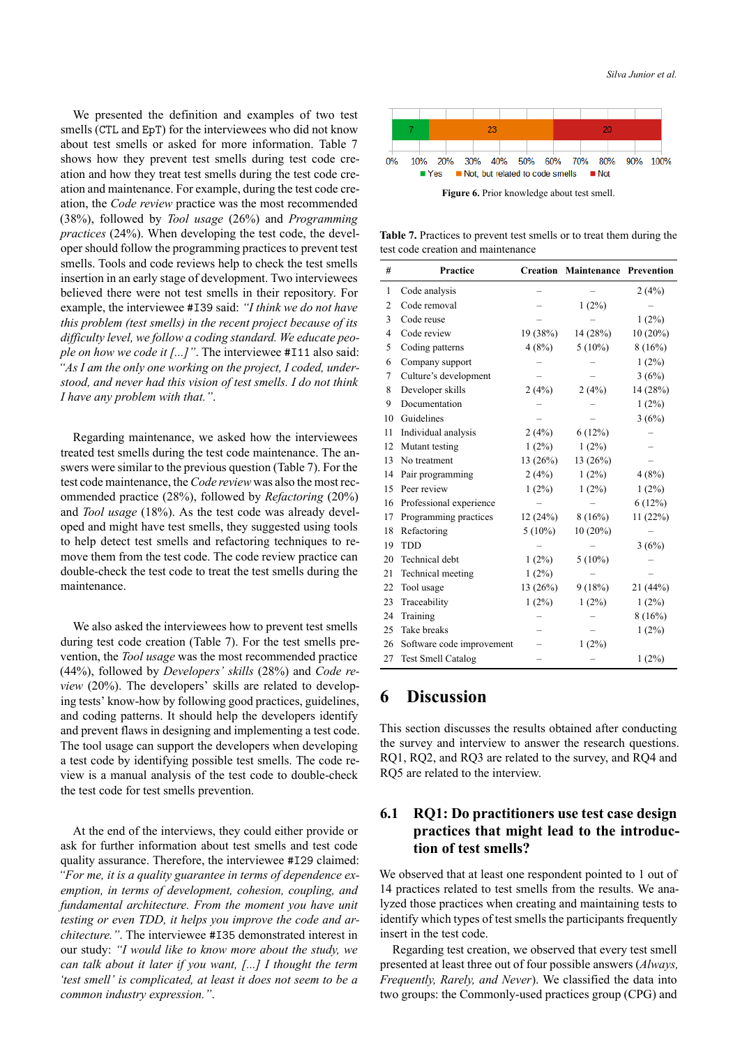We presented the definition and examples of two test smells (CTL and EpT) for the interviewees who did not know about test smells or asked for more information. Table 7 shows how they prevent test smells during test code creation and how they treat test smells during the test code creation and maintenance. For example, during the test code creation, the *Code review* practice was the most recommended (38%), followed by *Tool usage* (26%) and *Programming practices* (24%). When developing the test code, the developer should follow the programming practices to prevent test smells. Tools and code reviews help to check the test smells insertion in an early stage of development. Two interviewees believed there were not test smells in their repository. For example, the interviewee #I39 said: *"I think we do not have this problem (test smells) in the recent project because of its difficulty level, we follow a coding standard. We educate people on how we code it [...]"*. The interviewee #I11 also said: *"As I am the only one working on the project, I coded, understood, and never had this vision of test smells. I do not think I have any problem with that."*.

Regarding maintenance, we asked how the interviewees treated test smells during the test code maintenance. The answers were similar to the previous question (Table 7). For the test code maintenance, the *Code review* was also the most recommended practice (28%), followed by *Refactoring* (20%) and *Tool usage* (18%). As the test code was already developed and might have test smells, they suggested using tools to help detect test smells and refactoring techniques to remove them from the test code. The code review practice can double-check the test code to treat the test smells during the maintenance.

We also asked the interviewees how to prevent test smells during test code creation (Table 7). For the test smells prevention, the *Tool usage* was the most recommended practice (44%), followed by *Developers' skills* (28%) and *Code review* (20%). The developers' skills are related to developing tests' know-how by following good practices, guidelines, and coding patterns. It should help the developers identify and prevent flaws in designing and implementing a test code. The tool usage can support the developers when developing a test code by identifying possible test smells. The code review is a manual analysis of the test code to double-check the test code for test smells prevention.

At the end of the interviews, they could either provide or ask for further information about test smells and test code quality assurance. Therefore, the interviewee #I29 claimed: *"For me, it is a quality guarantee in terms of dependence exemption, in terms of development, cohesion, coupling, and fundamental architecture. From the moment you have unit testing or even TDD, it helps you improve the code and architecture."*. The interviewee #I35 demonstrated interest in our study: *"I would like to know more about the study, we can talk about it later if you want, [...] I thought the term 'test smell' is complicated, at least it does not seem to be a common industry expression."*.

| Yes | Not, but related to code smells | Not |
|---|---|---|
| 7 | 23 | 20 |

**Figure 6.** Prior knowledge about test smell.

**Table 7.** Practices to prevent test smells or to treat them during the test code creation and maintenance

| # | Practice | Creation | Maintenance | Prevention |
|---|---|---|---|---|
| 1 | Code analysis | – | – | 2 (4%) |
| 2 | Code removal | – | 1 (2%) | – |
| 3 | Code reuse | – | – | 1 (2%) |
| 4 | Code review | 19 (38%) | 14 (28%) | 10 (20%) |
| 5 | Coding patterns | 4 (8%) | 5 (10%) | 8 (16%) |
| 6 | Company support | – | – | 1 (2%) |
| 7 | Culture's development | – | – | 3 (6%) |
| 8 | Developer skills | 2 (4%) | 2 (4%) | 14 (28%) |
| 9 | Documentation | – | – | 1 (2%) |
| 10 | Guidelines | – | – | 3 (6%) |
| 11 | Individual analysis | 2 (4%) | 6 (12%) | – |
| 12 | Mutant testing | 1 (2%) | 1 (2%) | – |
| 13 | No treatment | 13 (26%) | 13 (26%) | – |
| 14 | Pair programming | 2 (4%) | 1 (2%) | 4 (8%) |
| 15 | Peer review | 1 (2%) | 1 (2%) | 1 (2%) |
| 16 | Professional experience | – | – | 6 (12%) |
| 17 | Programming practices | 12 (24%) | 8 (16%) | 11 (22%) |
| 18 | Refactoring | 5 (10%) | 10 (20%) | – |
| 19 | TDD | – | – | 3 (6%) |
| 20 | Technical debt | 1 (2%) | 5 (10%) | – |
| 21 | Technical meeting | 1 (2%) | – | – |
| 22 | Tool usage | 13 (26%) | 9 (18%) | 21 (44%) |
| 23 | Traceability | 1 (2%) | 1 (2%) | 1 (2%) |
| 24 | Training | – | – | 8 (16%) |
| 25 | Take breaks | – | – | 1 (2%) |
| 26 | Software code improvement | – | 1 (2%) | |
| 27 | Test Smell Catalog | – | – | 1 (2%) |

# 6 Discussion

This section discusses the results obtained after conducting the survey and interview to answer the research questions. RQ1, RQ2, and RQ3 are related to the survey, and RQ4 and RQ5 are related to the interview.

## 6.1 RQ1: Do practitioners use test case design practices that might lead to the introduction of test smells?

We observed that at least one respondent pointed to 1 out of 14 practices related to test smells from the results. We analyzed those practices when creating and maintaining tests to identify which types of test smells the participants frequently insert in the test code.

Regarding test creation, we observed that every test smell presented at least three out of four possible answers (*Always, Frequently, Rarely, and Never*). We classified the data into two groups: the Commonly-used practices group (CPG) and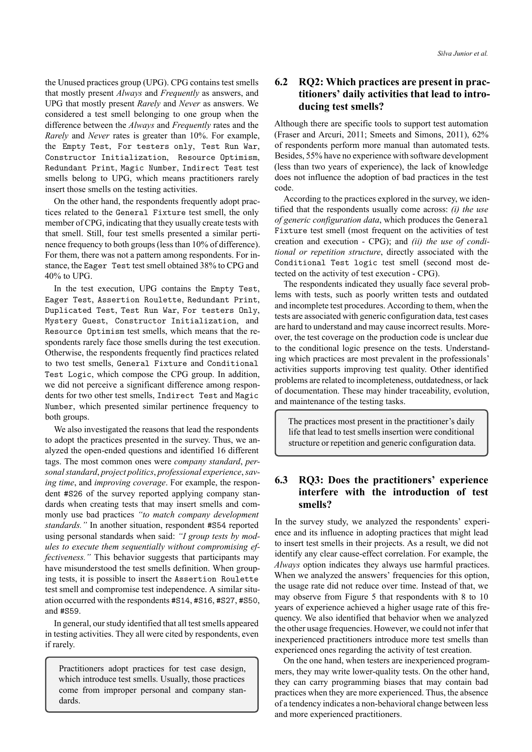the Unused practices group (UPG). CPG contains test smells that mostly present *Always* and *Frequently* as answers, and UPG that mostly present *Rarely* and *Never* as answers. We considered a test smell belonging to one group when the difference between the *Always* and *Frequently* rates and the *Rarely* and *Never* rates is greater than 10%. For example, the `Empty Test`, `For testers only`, `Test Run War`, `Constructor Initialization`, `Resource Optimism`, `Redundant Print`, `Magic Number`, `Indirect Test` test smells belong to UPG, which means practitioners rarely insert those smells on the testing activities.

On the other hand, the respondents frequently adopt practices related to the `General Fixture` test smell, the only member of CPG, indicating that they usually create tests with that smell. Still, four test smells presented a similar pertinence frequency to both groups (less than 10% of difference). For them, there was not a pattern among respondents. For instance, the `Eager Test` test smell obtained 38% to CPG and 40% to UPG.

In the test execution, UPG contains the `Empty Test`, `Eager Test`, `Assertion Roulette`, `Redundant Print`, `Duplicated Test`, `Test Run War`, `For testers Only`, `Mystery Guest`, `Constructor Initialization`, and `Resource Optimism` test smells, which means that the respondents rarely face those smells during the test execution. Otherwise, the respondents frequently find practices related to two test smells, `General Fixture` and `Conditional Test Logic`, which compose the CPG group. In addition, we did not perceive a significant difference among respondents for two other test smells, `Indirect Test` and `Magic Number`, which presented similar pertinence frequency to both groups.

We also investigated the reasons that lead the respondents to adopt the practices presented in the survey. Thus, we analyzed the open-ended questions and identified 16 different tags. The most common ones were *company standard*, *personal standard*, *project politics*, *professional experience*, *saving time*, and *improving coverage*. For example, the respondent `#S26` of the survey reported applying company standards when creating tests that may insert smells and commonly use bad practices *"to match company development standards."* In another situation, respondent `#S54` reported using personal standards when said: *"I group tests by modules to execute them sequentially without compromising effectiveness."* This behavior suggests that participants may have misunderstood the test smells definition. When grouping tests, it is possible to insert the `Assertion Roulette` test smell and compromise test independence. A similar situation occurred with the respondents `#S14`, `#S16`, `#S27`, `#S50`, and `#S59`.

In general, our study identified that all test smells appeared in testing activities. They all were cited by respondents, even if rarely.

> Practitioners adopt practices for test case design, which introduce test smells. Usually, those practices come from improper personal and company standards.

## 6.2 RQ2: Which practices are present in practitioners' daily activities that lead to introducing test smells?

Although there are specific tools to support test automation (Fraser and Arcuri, 2011; Smeets and Simons, 2011), 62% of respondents perform more manual than automated tests. Besides, 55% have no experience with software development (less than two years of experience), the lack of knowledge does not influence the adoption of bad practices in the test code.

According to the practices explored in the survey, we identified that the respondents usually come across: *(i) the use of generic configuration data*, which produces the `General Fixture` test smell (most frequent on the activities of test creation and execution - CPG); and *(ii) the use of conditional or repetition structure*, directly associated with the `Conditional Test logic` test smell (second most detected on the activity of test execution - CPG).

The respondents indicated they usually face several problems with tests, such as poorly written tests and outdated and incomplete test procedures. According to them, when the tests are associated with generic configuration data, test cases are hard to understand and may cause incorrect results. Moreover, the test coverage on the production code is unclear due to the conditional logic presence on the tests. Understanding which practices are most prevalent in the professionals' activities supports improving test quality. Other identified problems are related to incompleteness, outdatedness, or lack of documentation. These may hinder traceability, evolution, and maintenance of the testing tasks.

> The practices most present in the practitioner's daily life that lead to test smells insertion were conditional structure or repetition and generic configuration data.

## 6.3 RQ3: Does the practitioners' experience interfere with the introduction of test smells?

In the survey study, we analyzed the respondents' experience and its influence in adopting practices that might lead to insert test smells in their projects. As a result, we did not identify any clear cause-effect correlation. For example, the *Always* option indicates they always use harmful practices. When we analyzed the answers' frequencies for this option, the usage rate did not reduce over time. Instead of that, we may observe from Figure 5 that respondents with 8 to 10 years of experience achieved a higher usage rate of this frequency. We also identified that behavior when we analyzed the other usage frequencies. However, we could not infer that inexperienced practitioners introduce more test smells than experienced ones regarding the activity of test creation.

On the one hand, when testers are inexperienced programmers, they may write lower-quality tests. On the other hand, they can carry programming biases that may contain bad practices when they are more experienced. Thus, the absence of a tendency indicates a non-behavioral change between less and more experienced practitioners.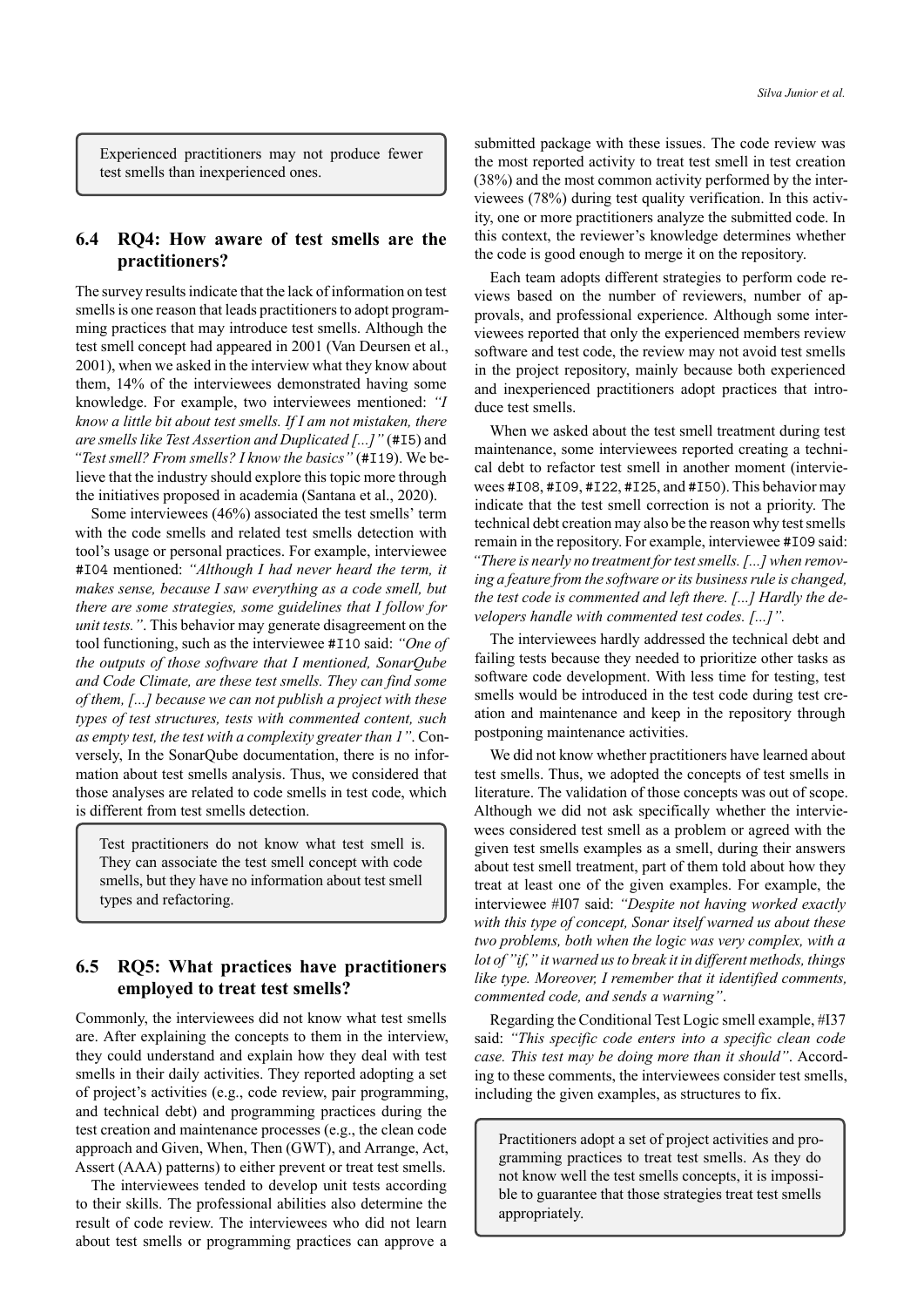> Experienced practitioners may not produce fewer test smells than inexperienced ones.

### 6.4 RQ4: How aware of test smells are the practitioners?

The survey results indicate that the lack of information on test smells is one reason that leads practitioners to adopt programming practices that may introduce test smells. Although the test smell concept had appeared in 2001 (Van Deursen et al., 2001), when we asked in the interview what they know about them, 14% of the interviewees demonstrated having some knowledge. For example, two interviewees mentioned: *"I know a little bit about test smells. If I am not mistaken, there are smells like Test Assertion and Duplicated [...]"* (`#I5`) and *"Test smell? From smells? I know the basics"* (`#I19`). We believe that the industry should explore this topic more through the initiatives proposed in academia (Santana et al., 2020).

Some interviewees (46%) associated the test smells' term with the code smells and related test smells detection with tool's usage or personal practices. For example, interviewee `#I04` mentioned: *"Although I had never heard the term, it makes sense, because I saw everything as a code smell, but there are some strategies, some guidelines that I follow for unit tests."*. This behavior may generate disagreement on the tool functioning, such as the interviewee `#I10` said: *"One of the outputs of those software that I mentioned, SonarQube and Code Climate, are these test smells. They can find some of them, [...] because we can not publish a project with these types of test structures, tests with commented content, such as empty test, the test with a complexity greater than 1"*. Conversely, In the SonarQube documentation, there is no information about test smells analysis. Thus, we considered that those analyses are related to code smells in test code, which is different from test smells detection.

> Test practitioners do not know what test smell is. They can associate the test smell concept with code smells, but they have no information about test smell types and refactoring.

### 6.5 RQ5: What practices have practitioners employed to treat test smells?

Commonly, the interviewees did not know what test smells are. After explaining the concepts to them in the interview, they could understand and explain how they deal with test smells in their daily activities. They reported adopting a set of project's activities (e.g., code review, pair programming, and technical debt) and programming practices during the test creation and maintenance processes (e.g., the clean code approach and Given, When, Then (GWT), and Arrange, Act, Assert (AAA) patterns) to either prevent or treat test smells.

The interviewees tended to develop unit tests according to their skills. The professional abilities also determine the result of code review. The interviewees who did not learn about test smells or programming practices can approve a submitted package with these issues. The code review was the most reported activity to treat test smell in test creation (38%) and the most common activity performed by the interviewees (78%) during test quality verification. In this activity, one or more practitioners analyze the submitted code. In this context, the reviewer's knowledge determines whether the code is good enough to merge it on the repository.

Each team adopts different strategies to perform code reviews based on the number of reviewers, number of approvals, and professional experience. Although some interviewees reported that only the experienced members review software and test code, the review may not avoid test smells in the project repository, mainly because both experienced and inexperienced practitioners adopt practices that introduce test smells.

When we asked about the test smell treatment during test maintenance, some interviewees reported creating a technical debt to refactor test smell in another moment (interviewees `#I08`, `#I09`, `#I22`, `#I25`, and `#I50`). This behavior may indicate that the test smell correction is not a priority. The technical debt creation may also be the reason why test smells remain in the repository. For example, interviewee `#I09` said: *"There is nearly no treatment for test smells. [...] when removing a feature from the software or its business rule is changed, the test code is commented and left there. [...] Hardly the developers handle with commented test codes. [...]"*.

The interviewees hardly addressed the technical debt and failing tests because they needed to prioritize other tasks as software code development. With less time for testing, test smells would be introduced in the test code during test creation and maintenance and keep in the repository through postponing maintenance activities.

We did not know whether practitioners have learned about test smells. Thus, we adopted the concepts of test smells in literature. The validation of those concepts was out of scope. Although we did not ask specifically whether the interviewees considered test smell as a problem or agreed with the given test smells examples as a smell, during their answers about test smell treatment, part of them told about how they treat at least one of the given examples. For example, the interviewee #I07 said: *"Despite not having worked exactly with this type of concept, Sonar itself warned us about these two problems, both when the logic was very complex, with a lot of "if," it warned us to break it in different methods, things like type. Moreover, I remember that it identified comments, commented code, and sends a warning"*.

Regarding the Conditional Test Logic smell example, #I37 said: *"This specific code enters into a specific clean code case. This test may be doing more than it should"*. According to these comments, the interviewees consider test smells, including the given examples, as structures to fix.

> Practitioners adopt a set of project activities and programming practices to treat test smells. As they do not know well the test smells concepts, it is impossible to guarantee that those strategies treat test smells appropriately.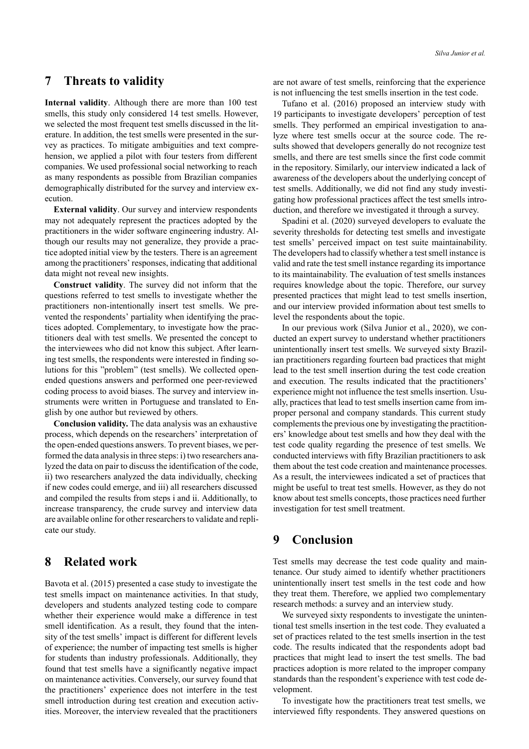## 7 Threats to validity

**Internal validity**. Although there are more than 100 test smells, this study only considered 14 test smells. However, we selected the most frequent test smells discussed in the literature. In addition, the test smells were presented in the survey as practices. To mitigate ambiguities and text comprehension, we applied a pilot with four testers from different companies. We used professional social networking to reach as many respondents as possible from Brazilian companies demographically distributed for the survey and interview execution.

**External validity**. Our survey and interview respondents may not adequately represent the practices adopted by the practitioners in the wider software engineering industry. Although our results may not generalize, they provide a practice adopted initial view by the testers. There is an agreement among the practitioners' responses, indicating that additional data might not reveal new insights.

**Construct validity**. The survey did not inform that the questions referred to test smells to investigate whether the practitioners non-intentionally insert test smells. We prevented the respondents' partiality when identifying the practices adopted. Complementary, to investigate how the practitioners deal with test smells. We presented the concept to the interviewees who did not know this subject. After learning test smells, the respondents were interested in finding solutions for this "problem" (test smells). We collected open-ended questions answers and performed one peer-reviewed coding process to avoid biases. The survey and interview instruments were written in Portuguese and translated to English by one author but reviewed by others.

**Conclusion validity.** The data analysis was an exhaustive process, which depends on the researchers' interpretation of the open-ended questions answers. To prevent biases, we performed the data analysis in three steps: i) two researchers analyzed the data on pair to discuss the identification of the code, ii) two researchers analyzed the data individually, checking if new codes could emerge, and iii) all researchers discussed and compiled the results from steps i and ii. Additionally, to increase transparency, the crude survey and interview data are available online for other researchers to validate and replicate our study.

## 8 Related work

Bavota et al. (2015) presented a case study to investigate the test smells impact on maintenance activities. In that study, developers and students analyzed testing code to compare whether their experience would make a difference in test smell identification. As a result, they found that the intensity of the test smells' impact is different for different levels of experience; the number of impacting test smells is higher for students than industry professionals. Additionally, they found that test smells have a significantly negative impact on maintenance activities. Conversely, our survey found that the practitioners' experience does not interfere in the test smell introduction during test creation and execution activities. Moreover, the interview revealed that the practitioners are not aware of test smells, reinforcing that the experience is not influencing the test smells insertion in the test code.

Tufano et al. (2016) proposed an interview study with 19 participants to investigate developers' perception of test smells. They performed an empirical investigation to analyze where test smells occur at the source code. The results showed that developers generally do not recognize test smells, and there are test smells since the first code commit in the repository. Similarly, our interview indicated a lack of awareness of the developers about the underlying concept of test smells. Additionally, we did not find any study investigating how professional practices affect the test smells introduction, and therefore we investigated it through a survey.

Spadini et al. (2020) surveyed developers to evaluate the severity thresholds for detecting test smells and investigate test smells' perceived impact on test suite maintainability. The developers had to classify whether a test smell instance is valid and rate the test smell instance regarding its importance to its maintainability. The evaluation of test smells instances requires knowledge about the topic. Therefore, our survey presented practices that might lead to test smells insertion, and our interview provided information about test smells to level the respondents about the topic.

In our previous work (Silva Junior et al., 2020), we conducted an expert survey to understand whether practitioners unintentionally insert test smells. We surveyed sixty Brazilian practitioners regarding fourteen bad practices that might lead to the test smell insertion during the test code creation and execution. The results indicated that the practitioners' experience might not influence the test smells insertion. Usually, practices that lead to test smells insertion came from improper personal and company standards. This current study complements the previous one by investigating the practitioners' knowledge about test smells and how they deal with the test code quality regarding the presence of test smells. We conducted interviews with fifty Brazilian practitioners to ask them about the test code creation and maintenance processes. As a result, the interviewees indicated a set of practices that might be useful to treat test smells. However, as they do not know about test smells concepts, those practices need further investigation for test smell treatment.

## 9 Conclusion

Test smells may decrease the test code quality and maintenance. Our study aimed to identify whether practitioners unintentionally insert test smells in the test code and how they treat them. Therefore, we applied two complementary research methods: a survey and an interview study.

We surveyed sixty respondents to investigate the unintentional test smells insertion in the test code. They evaluated a set of practices related to the test smells insertion in the test code. The results indicated that the respondents adopt bad practices that might lead to insert the test smells. The bad practices adoption is more related to the improper company standards than the respondent's experience with test code development.

To investigate how the practitioners treat test smells, we interviewed fifty respondents. They answered questions on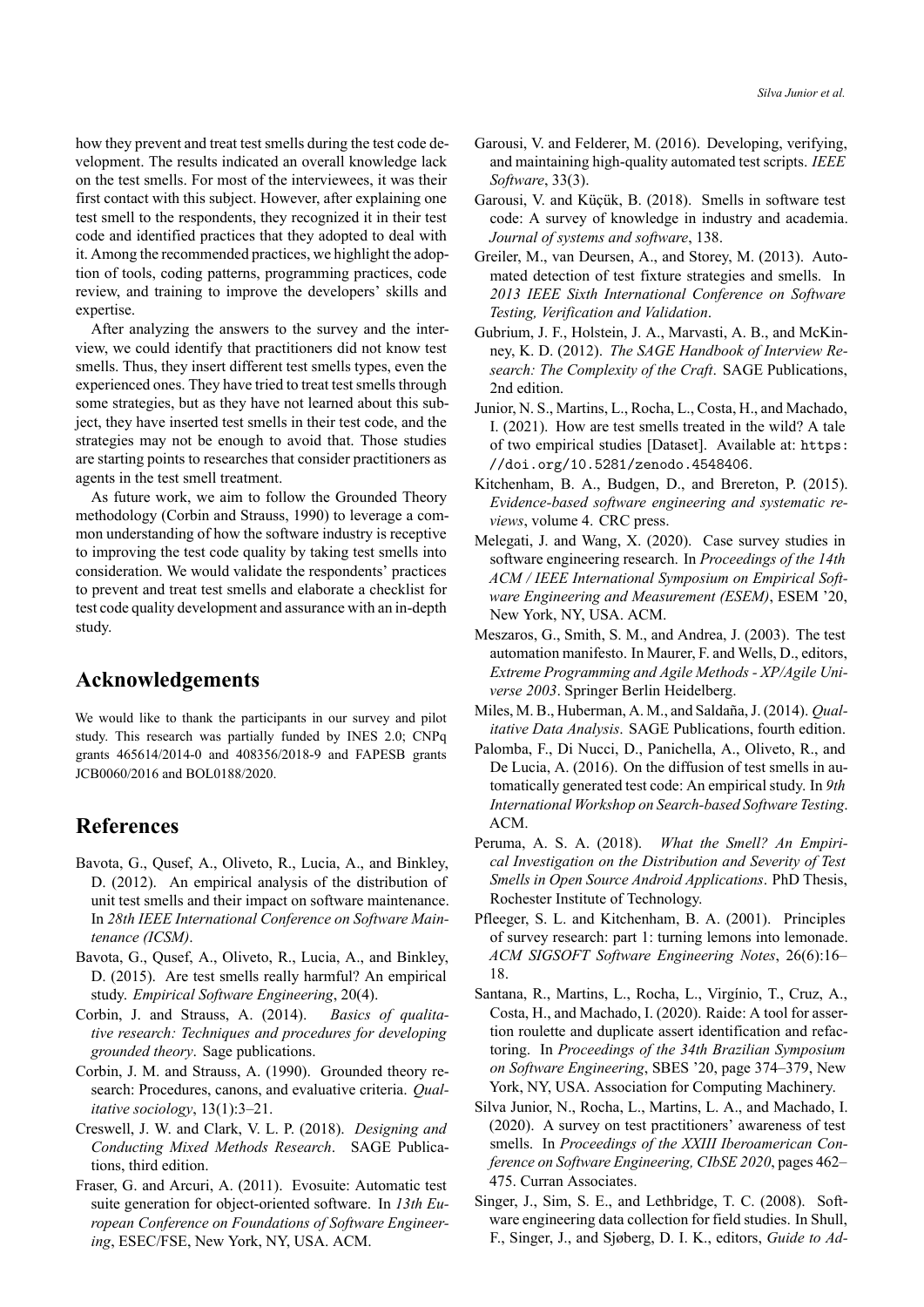how they prevent and treat test smells during the test code development. The results indicated an overall knowledge lack on the test smells. For most of the interviewees, it was their first contact with this subject. However, after explaining one test smell to the respondents, they recognized it in their test code and identified practices that they adopted to deal with it. Among the recommended practices, we highlight the adoption of tools, coding patterns, programming practices, code review, and training to improve the developers' skills and expertise.

After analyzing the answers to the survey and the interview, we could identify that practitioners did not know test smells. Thus, they insert different test smells types, even the experienced ones. They have tried to treat test smells through some strategies, but as they have not learned about this subject, they have inserted test smells in their test code, and the strategies may not be enough to avoid that. Those studies are starting points to researches that consider practitioners as agents in the test smell treatment.

As future work, we aim to follow the Grounded Theory methodology (Corbin and Strauss, 1990) to leverage a common understanding of how the software industry is receptive to improving the test code quality by taking test smells into consideration. We would validate the respondents' practices to prevent and treat test smells and elaborate a checklist for test code quality development and assurance with an in-depth study.

## Acknowledgements

We would like to thank the participants in our survey and pilot study. This research was partially funded by INES 2.0; CNPq grants 465614/2014-0 and 408356/2018-9 and FAPESB grants JCB0060/2016 and BOL0188/2020.

## References

Bavota, G., Qusef, A., Oliveto, R., Lucia, A., and Binkley, D. (2012). An empirical analysis of the distribution of unit test smells and their impact on software maintenance. In *28th IEEE International Conference on Software Maintenance (ICSM)*.

Bavota, G., Qusef, A., Oliveto, R., Lucia, A., and Binkley, D. (2015). Are test smells really harmful? An empirical study. *Empirical Software Engineering*, 20(4).

Corbin, J. and Strauss, A. (2014). *Basics of qualitative research: Techniques and procedures for developing grounded theory*. Sage publications.

Corbin, J. M. and Strauss, A. (1990). Grounded theory research: Procedures, canons, and evaluative criteria. *Qualitative sociology*, 13(1):3–21.

Creswell, J. W. and Clark, V. L. P. (2018). *Designing and Conducting Mixed Methods Research*. SAGE Publications, third edition.

Fraser, G. and Arcuri, A. (2011). Evosuite: Automatic test suite generation for object-oriented software. In *13th European Conference on Foundations of Software Engineering*, ESEC/FSE, New York, NY, USA. ACM.

Garousi, V. and Felderer, M. (2016). Developing, verifying, and maintaining high-quality automated test scripts. *IEEE Software*, 33(3).

Garousi, V. and Küçük, B. (2018). Smells in software test code: A survey of knowledge in industry and academia. *Journal of systems and software*, 138.

Greiler, M., van Deursen, A., and Storey, M. (2013). Automated detection of test fixture strategies and smells. In *2013 IEEE Sixth International Conference on Software Testing, Verification and Validation*.

Gubrium, J. F., Holstein, J. A., Marvasti, A. B., and McKinney, K. D. (2012). *The SAGE Handbook of Interview Research: The Complexity of the Craft*. SAGE Publications, 2nd edition.

Junior, N. S., Martins, L., Rocha, L., Costa, H., and Machado, I. (2021). How are test smells treated in the wild? A tale of two empirical studies [Dataset]. Available at: https://doi.org/10.5281/zenodo.4548406.

Kitchenham, B. A., Budgen, D., and Brereton, P. (2015). *Evidence-based software engineering and systematic reviews*, volume 4. CRC press.

Melegati, J. and Wang, X. (2020). Case survey studies in software engineering research. In *Proceedings of the 14th ACM / IEEE International Symposium on Empirical Software Engineering and Measurement (ESEM)*, ESEM '20, New York, NY, USA. ACM.

Meszaros, G., Smith, S. M., and Andrea, J. (2003). The test automation manifesto. In Maurer, F. and Wells, D., editors, *Extreme Programming and Agile Methods - XP/Agile Universe 2003*. Springer Berlin Heidelberg.

Miles, M. B., Huberman, A. M., and Saldaña, J. (2014). *Qualitative Data Analysis*. SAGE Publications, fourth edition.

Palomba, F., Di Nucci, D., Panichella, A., Oliveto, R., and De Lucia, A. (2016). On the diffusion of test smells in automatically generated test code: An empirical study. In *9th International Workshop on Search-based Software Testing*. ACM.

Peruma, A. S. A. (2018). *What the Smell? An Empirical Investigation on the Distribution and Severity of Test Smells in Open Source Android Applications*. PhD Thesis, Rochester Institute of Technology.

Pfleeger, S. L. and Kitchenham, B. A. (2001). Principles of survey research: part 1: turning lemons into lemonade. *ACM SIGSOFT Software Engineering Notes*, 26(6):16–18.

Santana, R., Martins, L., Rocha, L., Virgínio, T., Cruz, A., Costa, H., and Machado, I. (2020). Raide: A tool for assertion roulette and duplicate assert identification and refactoring. In *Proceedings of the 34th Brazilian Symposium on Software Engineering*, SBES '20, page 374–379, New York, NY, USA. Association for Computing Machinery.

Silva Junior, N., Rocha, L., Martins, L. A., and Machado, I. (2020). A survey on test practitioners' awareness of test smells. In *Proceedings of the XXIII Iberoamerican Conference on Software Engineering, CIbSE 2020*, pages 462–475. Curran Associates.

Singer, J., Sim, S. E., and Lethbridge, T. C. (2008). Software engineering data collection for field studies. In Shull, F., Singer, J., and Sjøberg, D. I. K., editors, *Guide to Ad-*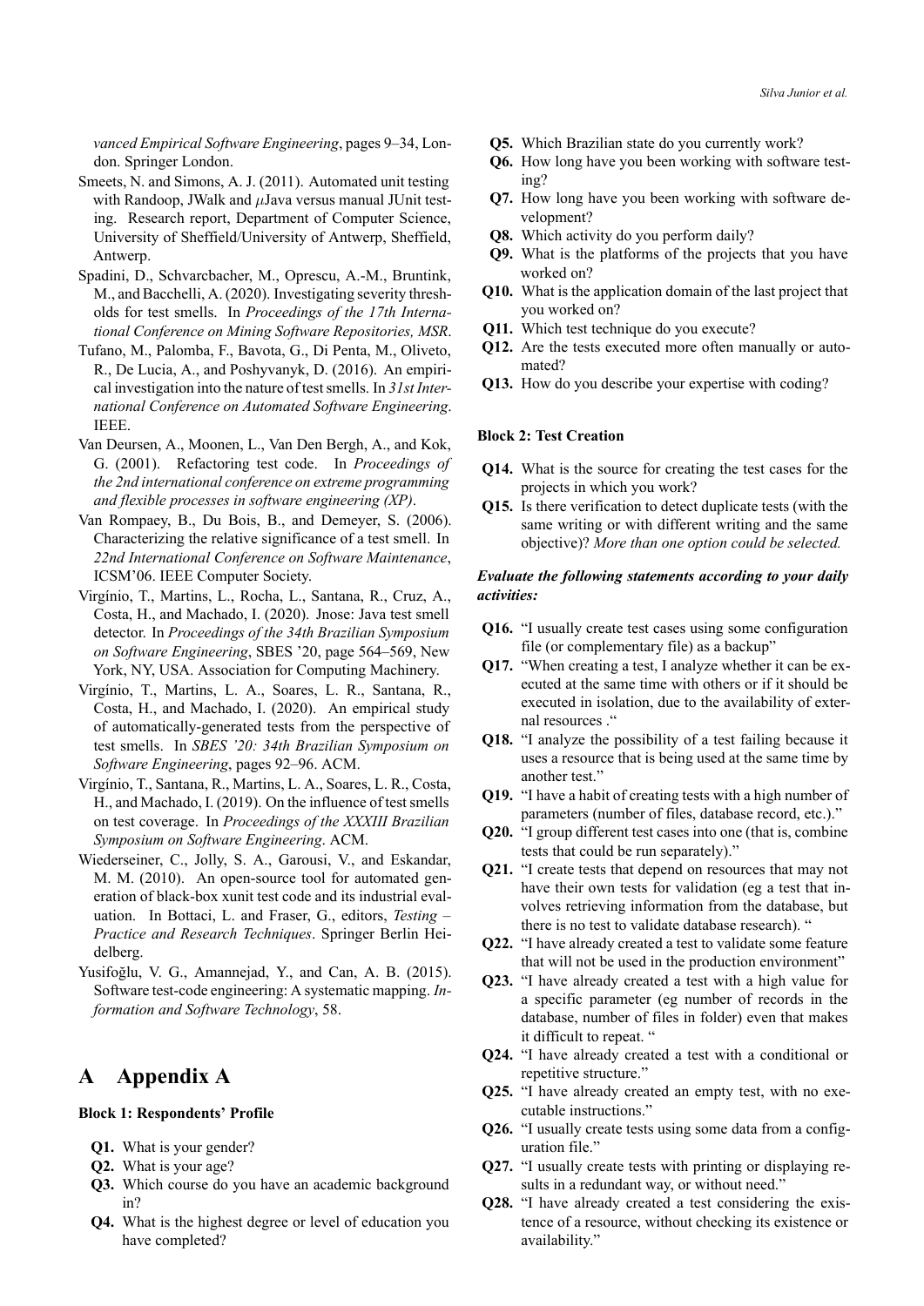vanced Empirical Software Engineering*, pages 9–34, London. Springer London.

Smeets, N. and Simons, A. J. (2011). Automated unit testing with Randoop, JWalk and $\mu$Java versus manual JUnit testing. Research report, Department of Computer Science, University of Sheffield/University of Antwerp, Sheffield, Antwerp.

Spadini, D., Schvarcbacher, M., Oprescu, A.-M., Bruntink, M., and Bacchelli, A. (2020). Investigating severity thresholds for test smells. In *Proceedings of the 17th International Conference on Mining Software Repositories, MSR*.

Tufano, M., Palomba, F., Bavota, G., Di Penta, M., Oliveto, R., De Lucia, A., and Poshyvanyk, D. (2016). An empirical investigation into the nature of test smells. In *31st International Conference on Automated Software Engineering*. IEEE.

Van Deursen, A., Moonen, L., Van Den Bergh, A., and Kok, G. (2001). Refactoring test code. In *Proceedings of the 2nd international conference on extreme programming and flexible processes in software engineering (XP)*.

Van Rompaey, B., Du Bois, B., and Demeyer, S. (2006). Characterizing the relative significance of a test smell. In *22nd International Conference on Software Maintenance*, ICSM'06. IEEE Computer Society.

Virgínio, T., Martins, L., Rocha, L., Santana, R., Cruz, A., Costa, H., and Machado, I. (2020). Jnose: Java test smell detector. In *Proceedings of the 34th Brazilian Symposium on Software Engineering*, SBES '20, page 564–569, New York, NY, USA. Association for Computing Machinery.

Virgínio, T., Martins, L. A., Soares, L. R., Santana, R., Costa, H., and Machado, I. (2020). An empirical study of automatically-generated tests from the perspective of test smells. In *SBES '20: 34th Brazilian Symposium on Software Engineering*, pages 92–96. ACM.

Virgínio, T., Santana, R., Martins, L. A., Soares, L. R., Costa, H., and Machado, I. (2019). On the influence of test smells on test coverage. In *Proceedings of the XXXIII Brazilian Symposium on Software Engineering*. ACM.

Wiederseiner, C., Jolly, S. A., Garousi, V., and Eskandar, M. M. (2010). An open-source tool for automated generation of black-box xunit test code and its industrial evaluation. In Bottaci, L. and Fraser, G., editors, *Testing – Practice and Research Techniques*. Springer Berlin Heidelberg.

Yusifoğlu, V. G., Amannejad, Y., and Can, A. B. (2015). Software test-code engineering: A systematic mapping. *Information and Software Technology*, 58.

# A Appendix A

**Block 1: Respondents' Profile**

- **Q1.** What is your gender?
- **Q2.** What is your age?
- **Q3.** Which course do you have an academic background in?
- **Q4.** What is the highest degree or level of education you have completed?
- **Q5.** Which Brazilian state do you currently work?
- **Q6.** How long have you been working with software testing?
- **Q7.** How long have you been working with software development?
- **Q8.** Which activity do you perform daily?
- **Q9.** What is the platforms of the projects that you have worked on?
- **Q10.** What is the application domain of the last project that you worked on?
- **Q11.** Which test technique do you execute?
- **Q12.** Are the tests executed more often manually or automated?
- **Q13.** How do you describe your expertise with coding?

**Block 2: Test Creation**

- **Q14.** What is the source for creating the test cases for the projects in which you work?
- **Q15.** Is there verification to detect duplicate tests (with the same writing or with different writing and the same objective)? *More than one option could be selected.*

***Evaluate the following statements according to your daily activities:***

- **Q16.** "I usually create test cases using some configuration file (or complementary file) as a backup"
- **Q17.** "When creating a test, I analyze whether it can be executed at the same time with others or if it should be executed in isolation, due to the availability of external resources ."
- **Q18.** "I analyze the possibility of a test failing because it uses a resource that is being used at the same time by another test."
- **Q19.** "I have a habit of creating tests with a high number of parameters (number of files, database record, etc.)."
- **Q20.** "I group different test cases into one (that is, combine tests that could be run separately)."
- **Q21.** "I create tests that depend on resources that may not have their own tests for validation (eg a test that involves retrieving information from the database, but there is no test to validate database research). "
- **Q22.** "I have already created a test to validate some feature that will not be used in the production environment"
- **Q23.** "I have already created a test with a high value for a specific parameter (eg number of records in the database, number of files in folder) even that makes it difficult to repeat. "
- **Q24.** "I have already created a test with a conditional or repetitive structure."
- **Q25.** "I have already created an empty test, with no executable instructions."
- **Q26.** "I usually create tests using some data from a configuration file."
- **Q27.** "I usually create tests with printing or displaying results in a redundant way, or without need."
- **Q28.** "I have already created a test considering the existence of a resource, without checking its existence or availability."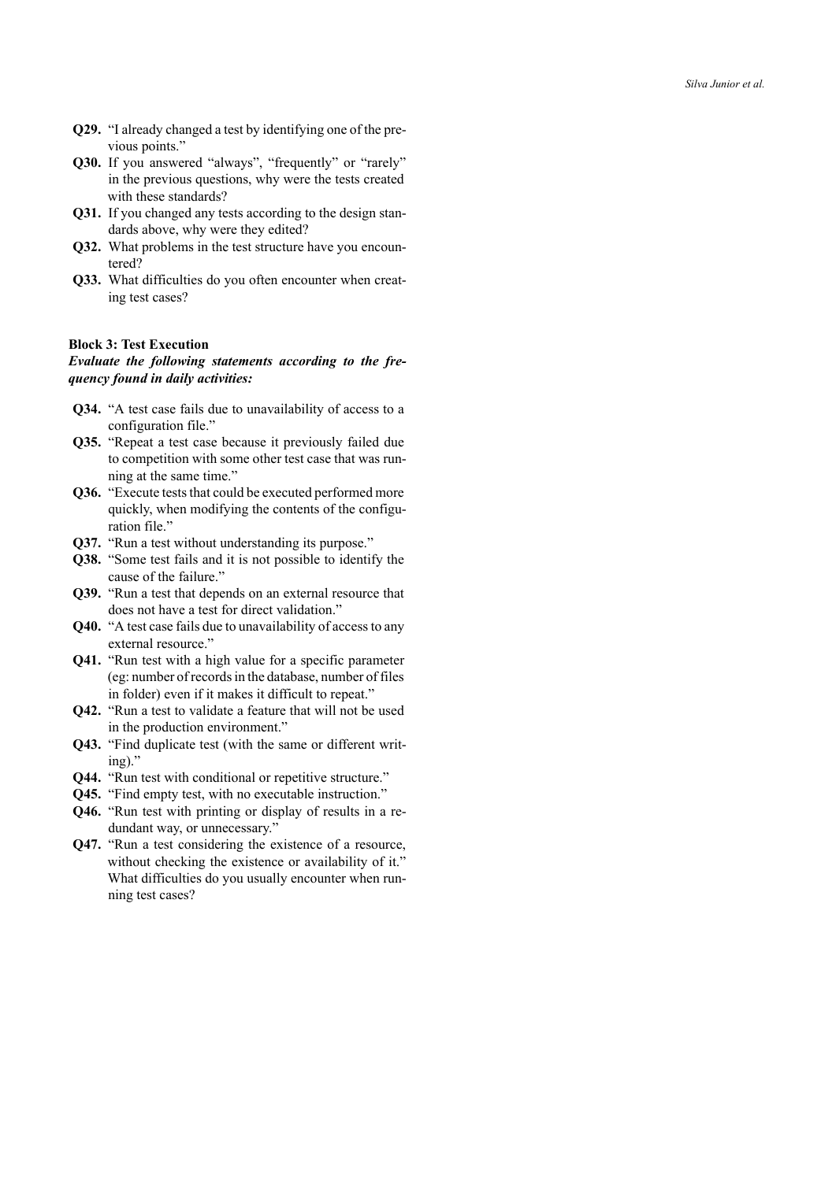**Q29.** "I already changed a test by identifying one of the previous points."

**Q30.** If you answered "always", "frequently" or "rarely" in the previous questions, why were the tests created with these standards?

**Q31.** If you changed any tests according to the design standards above, why were they edited?

**Q32.** What problems in the test structure have you encountered?

**Q33.** What difficulties do you often encounter when creating test cases?

**Block 3: Test Execution**

***Evaluate the following statements according to the frequency found in daily activities:***

**Q34.** "A test case fails due to unavailability of access to a configuration file."

**Q35.** "Repeat a test case because it previously failed due to competition with some other test case that was running at the same time."

**Q36.** "Execute tests that could be executed performed more quickly, when modifying the contents of the configuration file."

**Q37.** "Run a test without understanding its purpose."

**Q38.** "Some test fails and it is not possible to identify the cause of the failure."

**Q39.** "Run a test that depends on an external resource that does not have a test for direct validation."

**Q40.** "A test case fails due to unavailability of access to any external resource."

**Q41.** "Run test with a high value for a specific parameter (eg: number of records in the database, number of files in folder) even if it makes it difficult to repeat."

**Q42.** "Run a test to validate a feature that will not be used in the production environment."

**Q43.** "Find duplicate test (with the same or different writing)."

**Q44.** "Run test with conditional or repetitive structure."

**Q45.** "Find empty test, with no executable instruction."

**Q46.** "Run test with printing or display of results in a redundant way, or unnecessary."

**Q47.** "Run a test considering the existence of a resource, without checking the existence or availability of it." What difficulties do you usually encounter when running test cases?